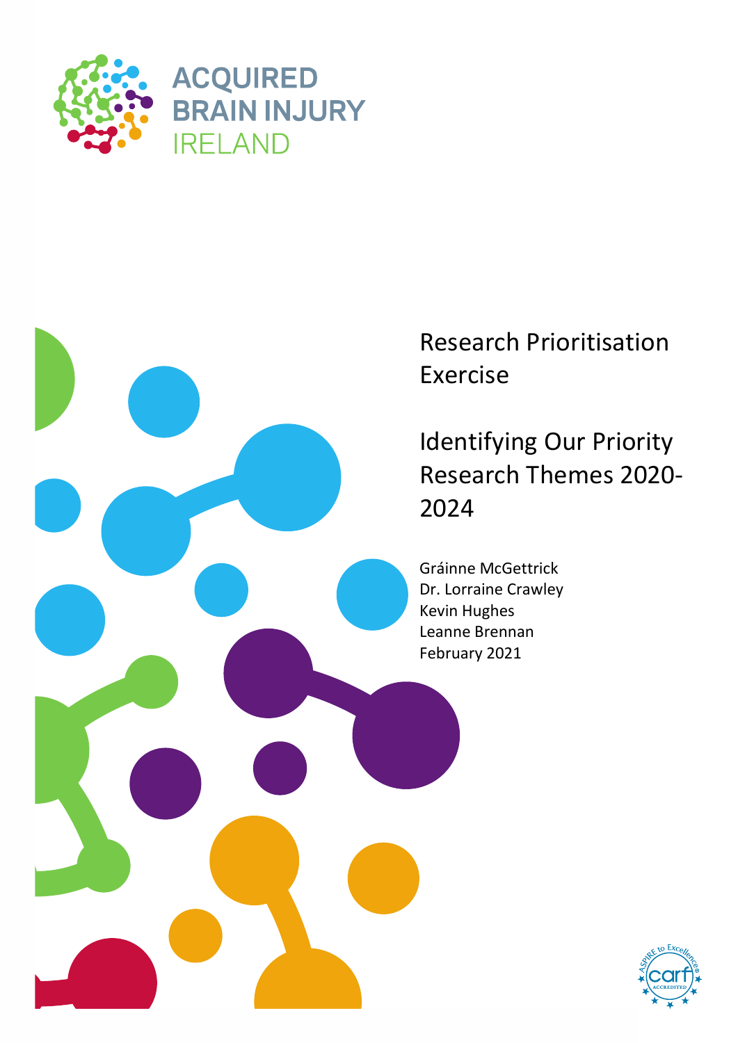ACQUIRED BRAIN INJURY IRELAND

# Research Prioritisation Exercise

## Identifying Our Priority Research Themes 2020-2024

Gráinne McGettrick
Dr. Lorraine Crawley
Kevin Hughes
Leanne Brennan
February 2021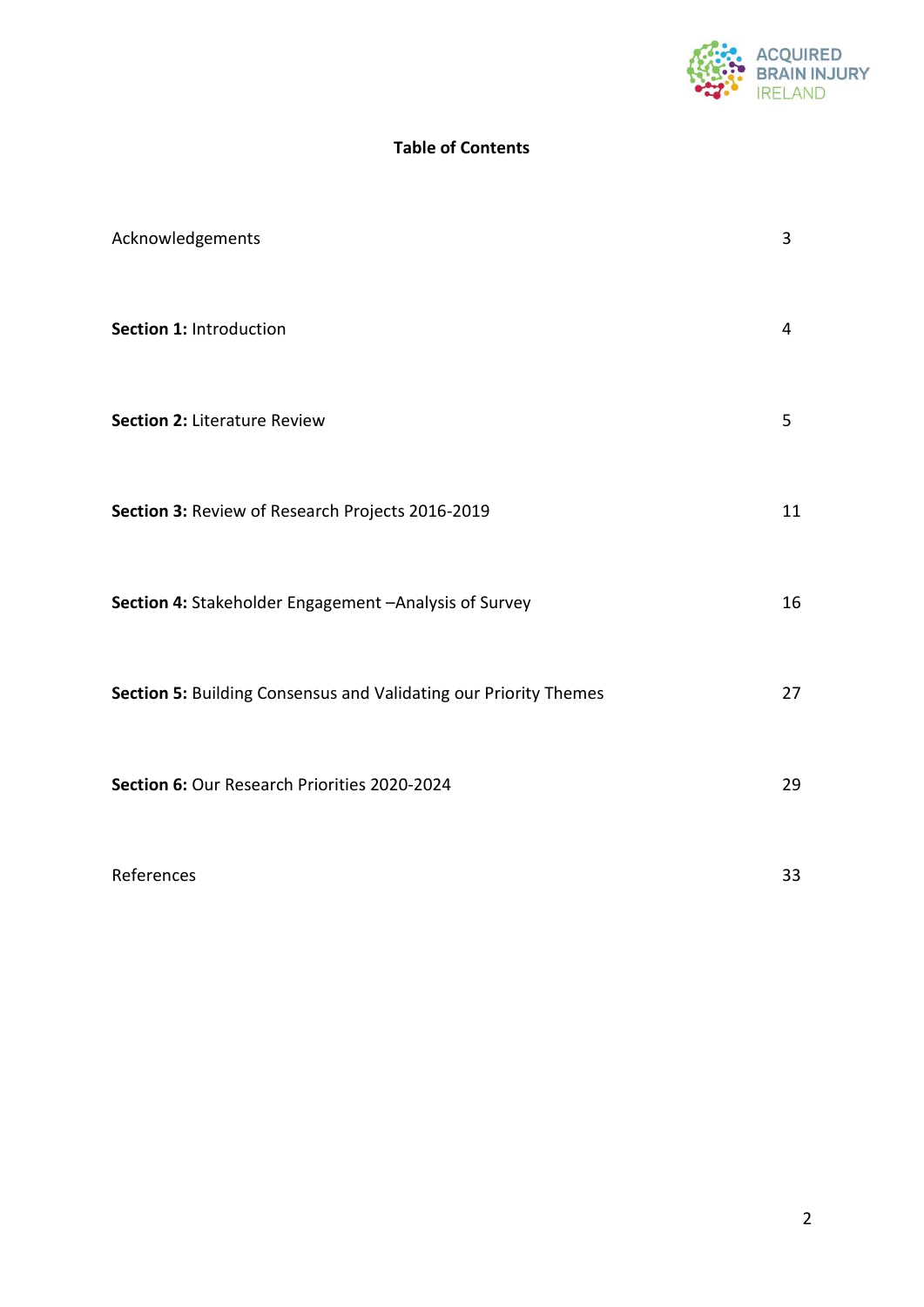# Table of Contents

| | |
|---|---|
| Acknowledgements | 3 |
| **Section 1:** Introduction | 4 |
| **Section 2:** Literature Review | 5 |
| **Section 3:** Review of Research Projects 2016-2019 | 11 |
| **Section 4:** Stakeholder Engagement –Analysis of Survey | 16 |
| **Section 5:** Building Consensus and Validating our Priority Themes | 27 |
| **Section 6:** Our Research Priorities 2020-2024 | 29 |
| References | 33 |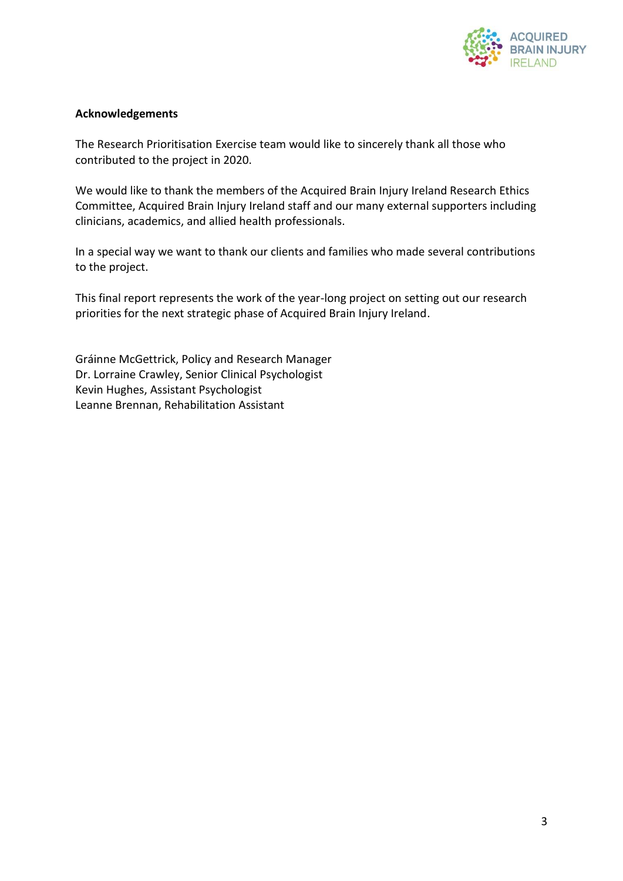**Acknowledgements**

The Research Prioritisation Exercise team would like to sincerely thank all those who contributed to the project in 2020.

We would like to thank the members of the Acquired Brain Injury Ireland Research Ethics Committee, Acquired Brain Injury Ireland staff and our many external supporters including clinicians, academics, and allied health professionals.

In a special way we want to thank our clients and families who made several contributions to the project.

This final report represents the work of the year-long project on setting out our research priorities for the next strategic phase of Acquired Brain Injury Ireland.

Gráinne McGettrick, Policy and Research Manager
Dr. Lorraine Crawley, Senior Clinical Psychologist
Kevin Hughes, Assistant Psychologist
Leanne Brennan, Rehabilitation Assistant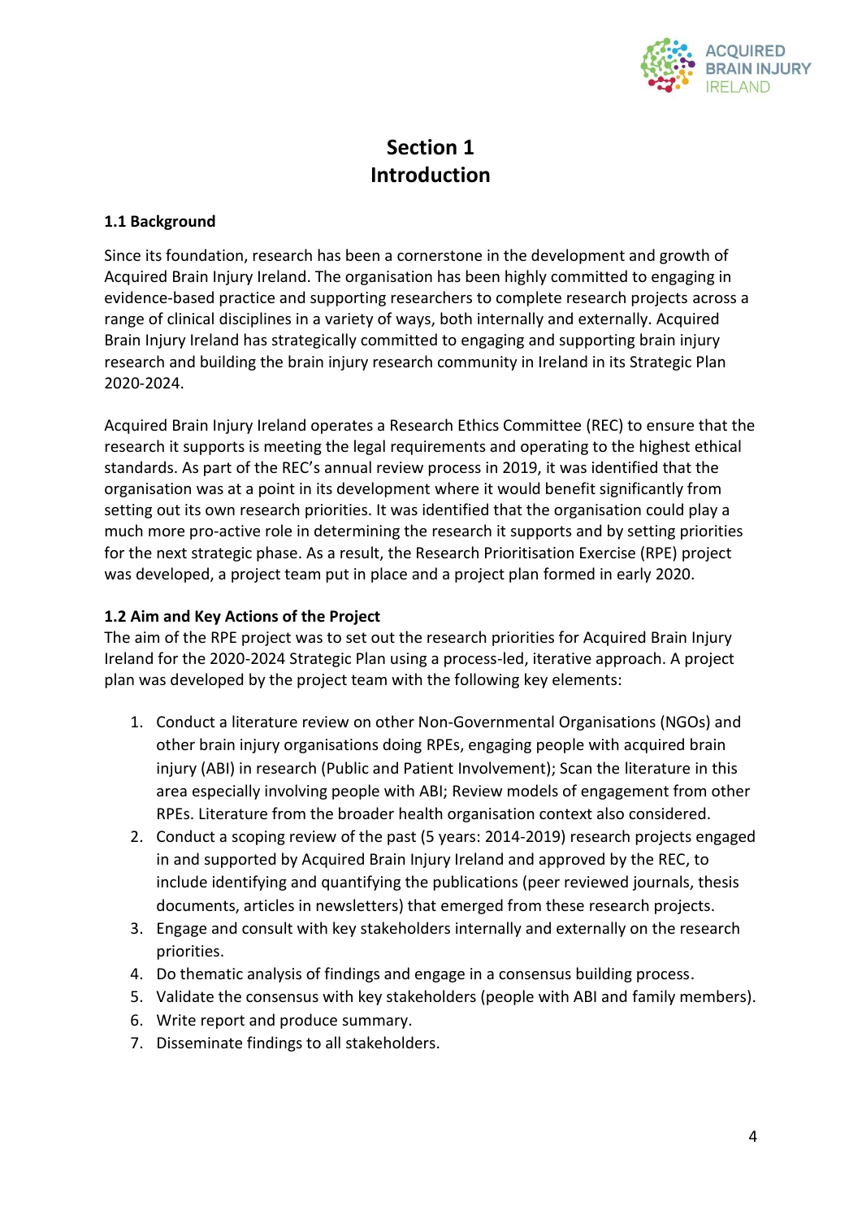# Section 1
# Introduction

### 1.1 Background

Since its foundation, research has been a cornerstone in the development and growth of Acquired Brain Injury Ireland. The organisation has been highly committed to engaging in evidence-based practice and supporting researchers to complete research projects across a range of clinical disciplines in a variety of ways, both internally and externally. Acquired Brain Injury Ireland has strategically committed to engaging and supporting brain injury research and building the brain injury research community in Ireland in its Strategic Plan 2020-2024.

Acquired Brain Injury Ireland operates a Research Ethics Committee (REC) to ensure that the research it supports is meeting the legal requirements and operating to the highest ethical standards. As part of the REC's annual review process in 2019, it was identified that the organisation was at a point in its development where it would benefit significantly from setting out its own research priorities. It was identified that the organisation could play a much more pro-active role in determining the research it supports and by setting priorities for the next strategic phase. As a result, the Research Prioritisation Exercise (RPE) project was developed, a project team put in place and a project plan formed in early 2020.

### 1.2 Aim and Key Actions of the Project

The aim of the RPE project was to set out the research priorities for Acquired Brain Injury Ireland for the 2020-2024 Strategic Plan using a process-led, iterative approach. A project plan was developed by the project team with the following key elements:

1. Conduct a literature review on other Non-Governmental Organisations (NGOs) and other brain injury organisations doing RPEs, engaging people with acquired brain injury (ABI) in research (Public and Patient Involvement); Scan the literature in this area especially involving people with ABI; Review models of engagement from other RPEs. Literature from the broader health organisation context also considered.
2. Conduct a scoping review of the past (5 years: 2014-2019) research projects engaged in and supported by Acquired Brain Injury Ireland and approved by the REC, to include identifying and quantifying the publications (peer reviewed journals, thesis documents, articles in newsletters) that emerged from these research projects.
3. Engage and consult with key stakeholders internally and externally on the research priorities.
4. Do thematic analysis of findings and engage in a consensus building process.
5. Validate the consensus with key stakeholders (people with ABI and family members).
6. Write report and produce summary.
7. Disseminate findings to all stakeholders.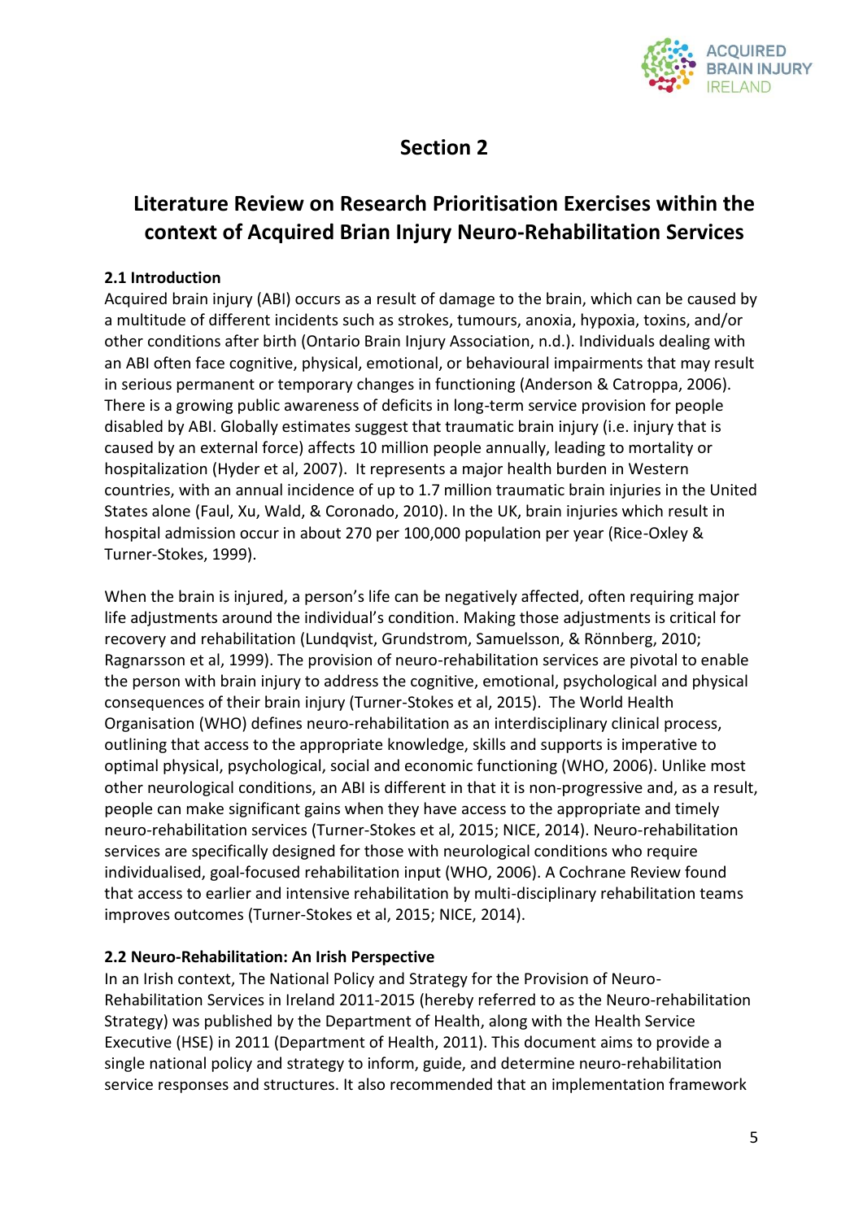# Section 2

## Literature Review on Research Prioritisation Exercises within the context of Acquired Brian Injury Neuro-Rehabilitation Services

### 2.1 Introduction

Acquired brain injury (ABI) occurs as a result of damage to the brain, which can be caused by a multitude of different incidents such as strokes, tumours, anoxia, hypoxia, toxins, and/or other conditions after birth (Ontario Brain Injury Association, n.d.). Individuals dealing with an ABI often face cognitive, physical, emotional, or behavioural impairments that may result in serious permanent or temporary changes in functioning (Anderson & Catroppa, 2006). There is a growing public awareness of deficits in long-term service provision for people disabled by ABI. Globally estimates suggest that traumatic brain injury (i.e. injury that is caused by an external force) affects 10 million people annually, leading to mortality or hospitalization (Hyder et al, 2007). It represents a major health burden in Western countries, with an annual incidence of up to 1.7 million traumatic brain injuries in the United States alone (Faul, Xu, Wald, & Coronado, 2010). In the UK, brain injuries which result in hospital admission occur in about 270 per 100,000 population per year (Rice-Oxley & Turner-Stokes, 1999).

When the brain is injured, a person's life can be negatively affected, often requiring major life adjustments around the individual's condition. Making those adjustments is critical for recovery and rehabilitation (Lundqvist, Grundstrom, Samuelsson, & Rönnberg, 2010; Ragnarsson et al, 1999). The provision of neuro-rehabilitation services are pivotal to enable the person with brain injury to address the cognitive, emotional, psychological and physical consequences of their brain injury (Turner-Stokes et al, 2015). The World Health Organisation (WHO) defines neuro-rehabilitation as an interdisciplinary clinical process, outlining that access to the appropriate knowledge, skills and supports is imperative to optimal physical, psychological, social and economic functioning (WHO, 2006). Unlike most other neurological conditions, an ABI is different in that it is non-progressive and, as a result, people can make significant gains when they have access to the appropriate and timely neuro-rehabilitation services (Turner-Stokes et al, 2015; NICE, 2014). Neuro-rehabilitation services are specifically designed for those with neurological conditions who require individualised, goal-focused rehabilitation input (WHO, 2006). A Cochrane Review found that access to earlier and intensive rehabilitation by multi-disciplinary rehabilitation teams improves outcomes (Turner-Stokes et al, 2015; NICE, 2014).

### 2.2 Neuro-Rehabilitation: An Irish Perspective

In an Irish context, The National Policy and Strategy for the Provision of Neuro-Rehabilitation Services in Ireland 2011-2015 (hereby referred to as the Neuro-rehabilitation Strategy) was published by the Department of Health, along with the Health Service Executive (HSE) in 2011 (Department of Health, 2011). This document aims to provide a single national policy and strategy to inform, guide, and determine neuro-rehabilitation service responses and structures. It also recommended that an implementation framework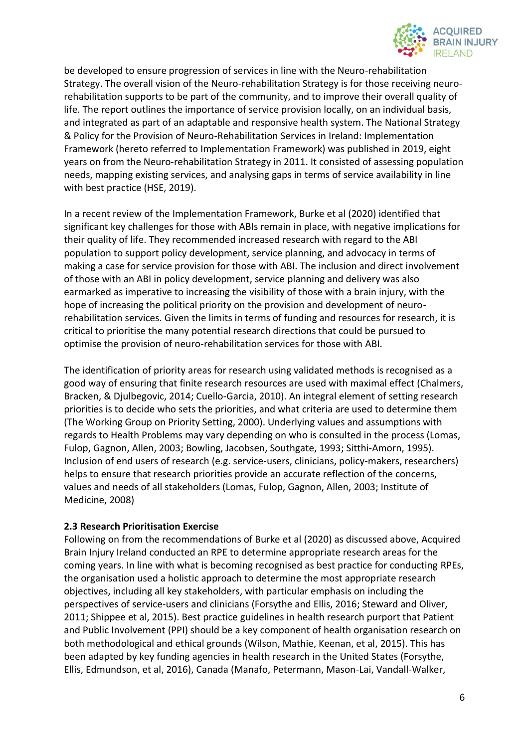be developed to ensure progression of services in line with the Neuro-rehabilitation Strategy. The overall vision of the Neuro-rehabilitation Strategy is for those receiving neuro-rehabilitation supports to be part of the community, and to improve their overall quality of life. The report outlines the importance of service provision locally, on an individual basis, and integrated as part of an adaptable and responsive health system. The National Strategy & Policy for the Provision of Neuro-Rehabilitation Services in Ireland: Implementation Framework (hereto referred to Implementation Framework) was published in 2019, eight years on from the Neuro-rehabilitation Strategy in 2011. It consisted of assessing population needs, mapping existing services, and analysing gaps in terms of service availability in line with best practice (HSE, 2019).

In a recent review of the Implementation Framework, Burke et al (2020) identified that significant key challenges for those with ABIs remain in place, with negative implications for their quality of life. They recommended increased research with regard to the ABI population to support policy development, service planning, and advocacy in terms of making a case for service provision for those with ABI. The inclusion and direct involvement of those with an ABI in policy development, service planning and delivery was also earmarked as imperative to increasing the visibility of those with a brain injury, with the hope of increasing the political priority on the provision and development of neuro-rehabilitation services. Given the limits in terms of funding and resources for research, it is critical to prioritise the many potential research directions that could be pursued to optimise the provision of neuro-rehabilitation services for those with ABI.

The identification of priority areas for research using validated methods is recognised as a good way of ensuring that finite research resources are used with maximal effect (Chalmers, Bracken, & Djulbegovic, 2014; Cuello-Garcia, 2010). An integral element of setting research priorities is to decide who sets the priorities, and what criteria are used to determine them (The Working Group on Priority Setting, 2000). Underlying values and assumptions with regards to Health Problems may vary depending on who is consulted in the process (Lomas, Fulop, Gagnon, Allen, 2003; Bowling, Jacobsen, Southgate, 1993; Sitthi-Amorn, 1995). Inclusion of end users of research (e.g. service-users, clinicians, policy-makers, researchers) helps to ensure that research priorities provide an accurate reflection of the concerns, values and needs of all stakeholders (Lomas, Fulop, Gagnon, Allen, 2003; Institute of Medicine, 2008)

### 2.3 Research Prioritisation Exercise

Following on from the recommendations of Burke et al (2020) as discussed above, Acquired Brain Injury Ireland conducted an RPE to determine appropriate research areas for the coming years. In line with what is becoming recognised as best practice for conducting RPEs, the organisation used a holistic approach to determine the most appropriate research objectives, including all key stakeholders, with particular emphasis on including the perspectives of service-users and clinicians (Forsythe and Ellis, 2016; Steward and Oliver, 2011; Shippee et al, 2015). Best practice guidelines in health research purport that Patient and Public Involvement (PPI) should be a key component of health organisation research on both methodological and ethical grounds (Wilson, Mathie, Keenan, et al, 2015). This has been adapted by key funding agencies in health research in the United States (Forsythe, Ellis, Edmundson, et al, 2016), Canada (Manafo, Petermann, Mason-Lai, Vandall-Walker,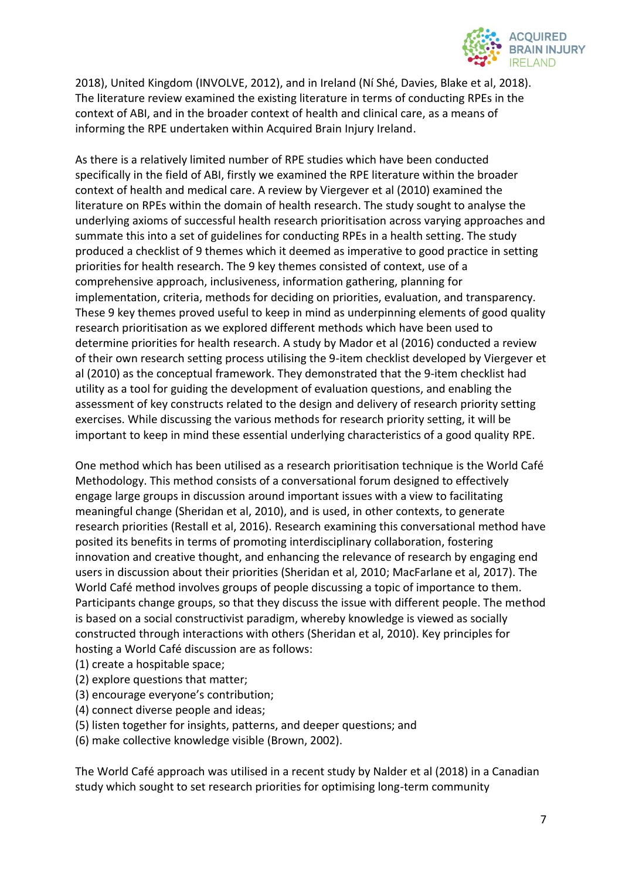2018), United Kingdom (INVOLVE, 2012), and in Ireland (Ní Shé, Davies, Blake et al, 2018). The literature review examined the existing literature in terms of conducting RPEs in the context of ABI, and in the broader context of health and clinical care, as a means of informing the RPE undertaken within Acquired Brain Injury Ireland.

As there is a relatively limited number of RPE studies which have been conducted specifically in the field of ABI, firstly we examined the RPE literature within the broader context of health and medical care. A review by Viergever et al (2010) examined the literature on RPEs within the domain of health research. The study sought to analyse the underlying axioms of successful health research prioritisation across varying approaches and summate this into a set of guidelines for conducting RPEs in a health setting. The study produced a checklist of 9 themes which it deemed as imperative to good practice in setting priorities for health research. The 9 key themes consisted of context, use of a comprehensive approach, inclusiveness, information gathering, planning for implementation, criteria, methods for deciding on priorities, evaluation, and transparency. These 9 key themes proved useful to keep in mind as underpinning elements of good quality research prioritisation as we explored different methods which have been used to determine priorities for health research. A study by Mador et al (2016) conducted a review of their own research setting process utilising the 9-item checklist developed by Viergever et al (2010) as the conceptual framework. They demonstrated that the 9-item checklist had utility as a tool for guiding the development of evaluation questions, and enabling the assessment of key constructs related to the design and delivery of research priority setting exercises. While discussing the various methods for research priority setting, it will be important to keep in mind these essential underlying characteristics of a good quality RPE.

One method which has been utilised as a research prioritisation technique is the World Café Methodology. This method consists of a conversational forum designed to effectively engage large groups in discussion around important issues with a view to facilitating meaningful change (Sheridan et al, 2010), and is used, in other contexts, to generate research priorities (Restall et al, 2016). Research examining this conversational method have posited its benefits in terms of promoting interdisciplinary collaboration, fostering innovation and creative thought, and enhancing the relevance of research by engaging end users in discussion about their priorities (Sheridan et al, 2010; MacFarlane et al, 2017). The World Café method involves groups of people discussing a topic of importance to them. Participants change groups, so that they discuss the issue with different people. The method is based on a social constructivist paradigm, whereby knowledge is viewed as socially constructed through interactions with others (Sheridan et al, 2010). Key principles for hosting a World Café discussion are as follows:

(1) create a hospitable space;
(2) explore questions that matter;
(3) encourage everyone's contribution;
(4) connect diverse people and ideas;
(5) listen together for insights, patterns, and deeper questions; and
(6) make collective knowledge visible (Brown, 2002).

The World Café approach was utilised in a recent study by Nalder et al (2018) in a Canadian study which sought to set research priorities for optimising long-term community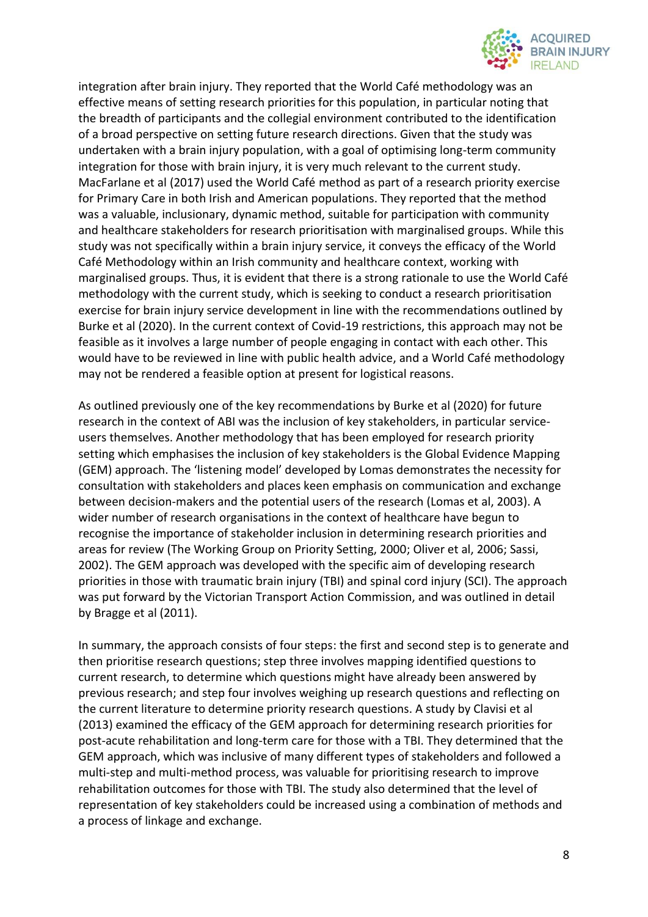integration after brain injury. They reported that the World Café methodology was an effective means of setting research priorities for this population, in particular noting that the breadth of participants and the collegial environment contributed to the identification of a broad perspective on setting future research directions. Given that the study was undertaken with a brain injury population, with a goal of optimising long-term community integration for those with brain injury, it is very much relevant to the current study. MacFarlane et al (2017) used the World Café method as part of a research priority exercise for Primary Care in both Irish and American populations. They reported that the method was a valuable, inclusionary, dynamic method, suitable for participation with community and healthcare stakeholders for research prioritisation with marginalised groups. While this study was not specifically within a brain injury service, it conveys the efficacy of the World Café Methodology within an Irish community and healthcare context, working with marginalised groups. Thus, it is evident that there is a strong rationale to use the World Café methodology with the current study, which is seeking to conduct a research prioritisation exercise for brain injury service development in line with the recommendations outlined by Burke et al (2020). In the current context of Covid-19 restrictions, this approach may not be feasible as it involves a large number of people engaging in contact with each other. This would have to be reviewed in line with public health advice, and a World Café methodology may not be rendered a feasible option at present for logistical reasons.

As outlined previously one of the key recommendations by Burke et al (2020) for future research in the context of ABI was the inclusion of key stakeholders, in particular service-users themselves. Another methodology that has been employed for research priority setting which emphasises the inclusion of key stakeholders is the Global Evidence Mapping (GEM) approach. The 'listening model' developed by Lomas demonstrates the necessity for consultation with stakeholders and places keen emphasis on communication and exchange between decision-makers and the potential users of the research (Lomas et al, 2003). A wider number of research organisations in the context of healthcare have begun to recognise the importance of stakeholder inclusion in determining research priorities and areas for review (The Working Group on Priority Setting, 2000; Oliver et al, 2006; Sassi, 2002). The GEM approach was developed with the specific aim of developing research priorities in those with traumatic brain injury (TBI) and spinal cord injury (SCI). The approach was put forward by the Victorian Transport Action Commission, and was outlined in detail by Bragge et al (2011).

In summary, the approach consists of four steps: the first and second step is to generate and then prioritise research questions; step three involves mapping identified questions to current research, to determine which questions might have already been answered by previous research; and step four involves weighing up research questions and reflecting on the current literature to determine priority research questions. A study by Clavisi et al (2013) examined the efficacy of the GEM approach for determining research priorities for post-acute rehabilitation and long-term care for those with a TBI. They determined that the GEM approach, which was inclusive of many different types of stakeholders and followed a multi-step and multi-method process, was valuable for prioritising research to improve rehabilitation outcomes for those with TBI. The study also determined that the level of representation of key stakeholders could be increased using a combination of methods and a process of linkage and exchange.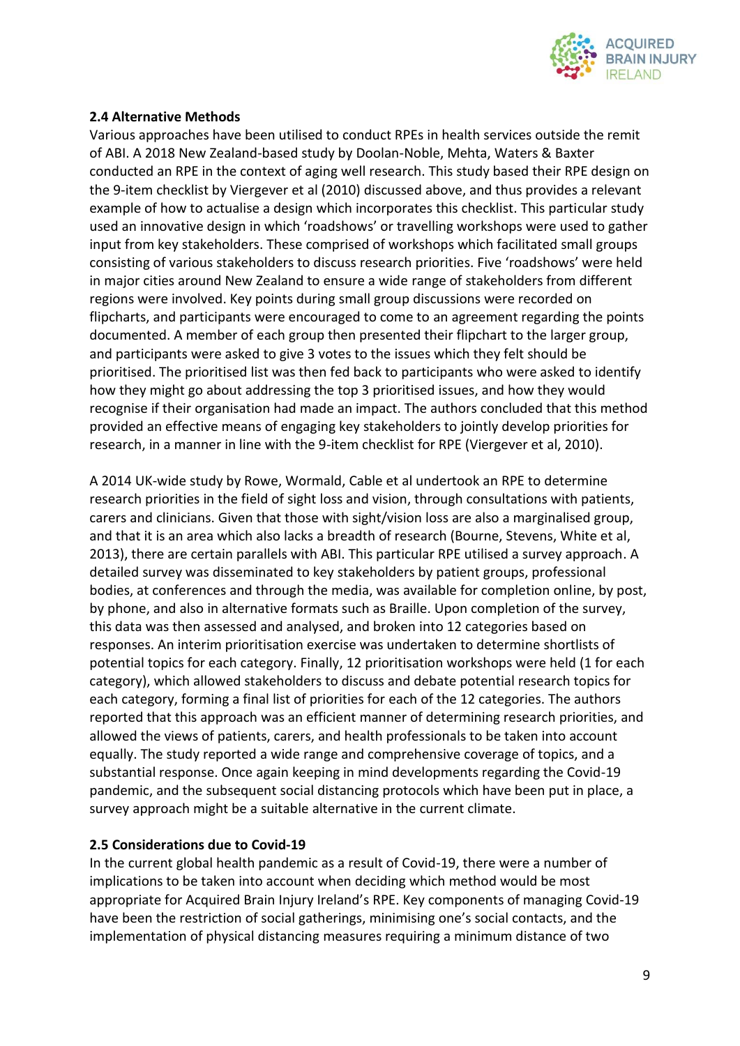### 2.4 Alternative Methods

Various approaches have been utilised to conduct RPEs in health services outside the remit of ABI. A 2018 New Zealand-based study by Doolan-Noble, Mehta, Waters & Baxter conducted an RPE in the context of aging well research. This study based their RPE design on the 9-item checklist by Viergever et al (2010) discussed above, and thus provides a relevant example of how to actualise a design which incorporates this checklist. This particular study used an innovative design in which 'roadshows' or travelling workshops were used to gather input from key stakeholders. These comprised of workshops which facilitated small groups consisting of various stakeholders to discuss research priorities. Five 'roadshows' were held in major cities around New Zealand to ensure a wide range of stakeholders from different regions were involved. Key points during small group discussions were recorded on flipcharts, and participants were encouraged to come to an agreement regarding the points documented. A member of each group then presented their flipchart to the larger group, and participants were asked to give 3 votes to the issues which they felt should be prioritised. The prioritised list was then fed back to participants who were asked to identify how they might go about addressing the top 3 prioritised issues, and how they would recognise if their organisation had made an impact. The authors concluded that this method provided an effective means of engaging key stakeholders to jointly develop priorities for research, in a manner in line with the 9-item checklist for RPE (Viergever et al, 2010).

A 2014 UK-wide study by Rowe, Wormald, Cable et al undertook an RPE to determine research priorities in the field of sight loss and vision, through consultations with patients, carers and clinicians. Given that those with sight/vision loss are also a marginalised group, and that it is an area which also lacks a breadth of research (Bourne, Stevens, White et al, 2013), there are certain parallels with ABI. This particular RPE utilised a survey approach. A detailed survey was disseminated to key stakeholders by patient groups, professional bodies, at conferences and through the media, was available for completion online, by post, by phone, and also in alternative formats such as Braille. Upon completion of the survey, this data was then assessed and analysed, and broken into 12 categories based on responses. An interim prioritisation exercise was undertaken to determine shortlists of potential topics for each category. Finally, 12 prioritisation workshops were held (1 for each category), which allowed stakeholders to discuss and debate potential research topics for each category, forming a final list of priorities for each of the 12 categories. The authors reported that this approach was an efficient manner of determining research priorities, and allowed the views of patients, carers, and health professionals to be taken into account equally. The study reported a wide range and comprehensive coverage of topics, and a substantial response. Once again keeping in mind developments regarding the Covid-19 pandemic, and the subsequent social distancing protocols which have been put in place, a survey approach might be a suitable alternative in the current climate.

### 2.5 Considerations due to Covid-19

In the current global health pandemic as a result of Covid-19, there were a number of implications to be taken into account when deciding which method would be most appropriate for Acquired Brain Injury Ireland's RPE. Key components of managing Covid-19 have been the restriction of social gatherings, minimising one's social contacts, and the implementation of physical distancing measures requiring a minimum distance of two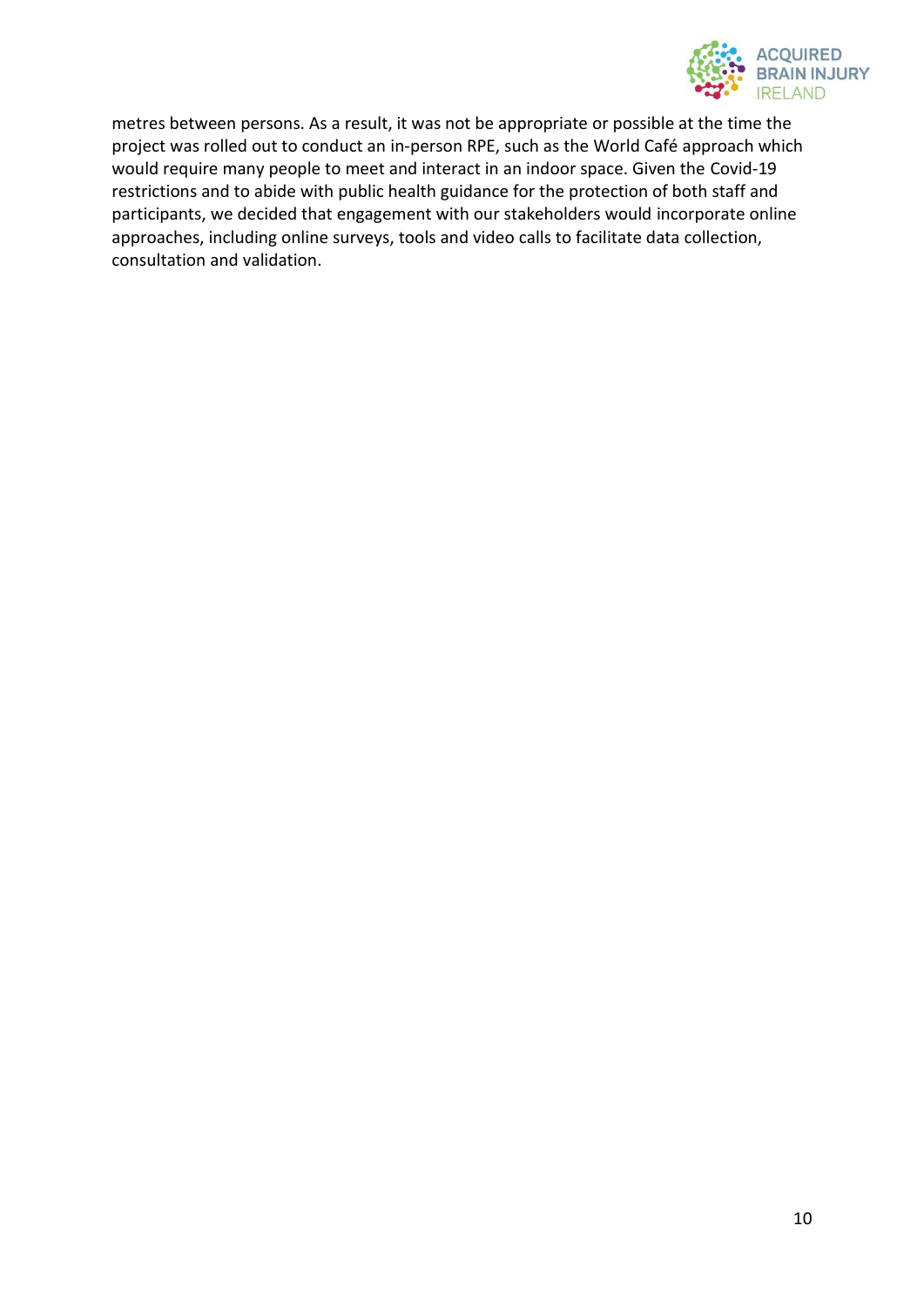metres between persons. As a result, it was not be appropriate or possible at the time the project was rolled out to conduct an in-person RPE, such as the World Café approach which would require many people to meet and interact in an indoor space. Given the Covid-19 restrictions and to abide with public health guidance for the protection of both staff and participants, we decided that engagement with our stakeholders would incorporate online approaches, including online surveys, tools and video calls to facilitate data collection, consultation and validation.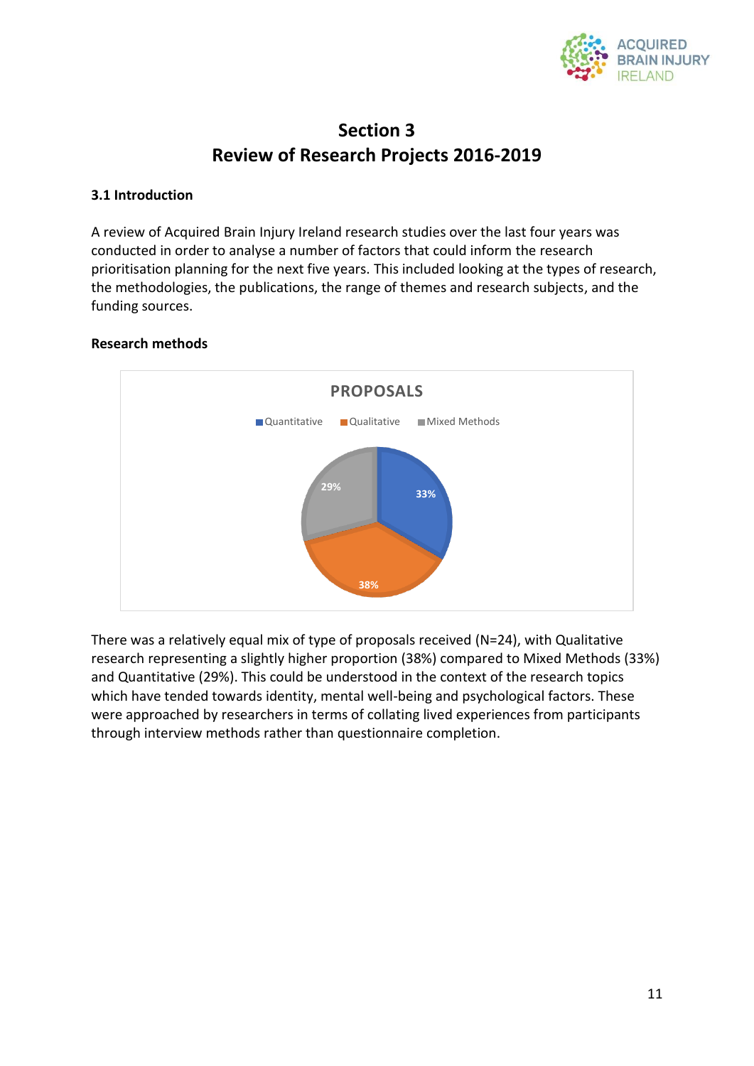# Section 3
# Review of Research Projects 2016-2019

### 3.1 Introduction

A review of Acquired Brain Injury Ireland research studies over the last four years was conducted in order to analyse a number of factors that could inform the research prioritisation planning for the next five years. This included looking at the types of research, the methodologies, the publications, the range of themes and research subjects, and the funding sources.

**Research methods**

PROPOSALS

- Quantitative: 33%
- Qualitative: 38%
- Mixed Methods: 29%

There was a relatively equal mix of type of proposals received (N=24), with Qualitative research representing a slightly higher proportion (38%) compared to Mixed Methods (33%) and Quantitative (29%). This could be understood in the context of the research topics which have tended towards identity, mental well-being and psychological factors. These were approached by researchers in terms of collating lived experiences from participants through interview methods rather than questionnaire completion.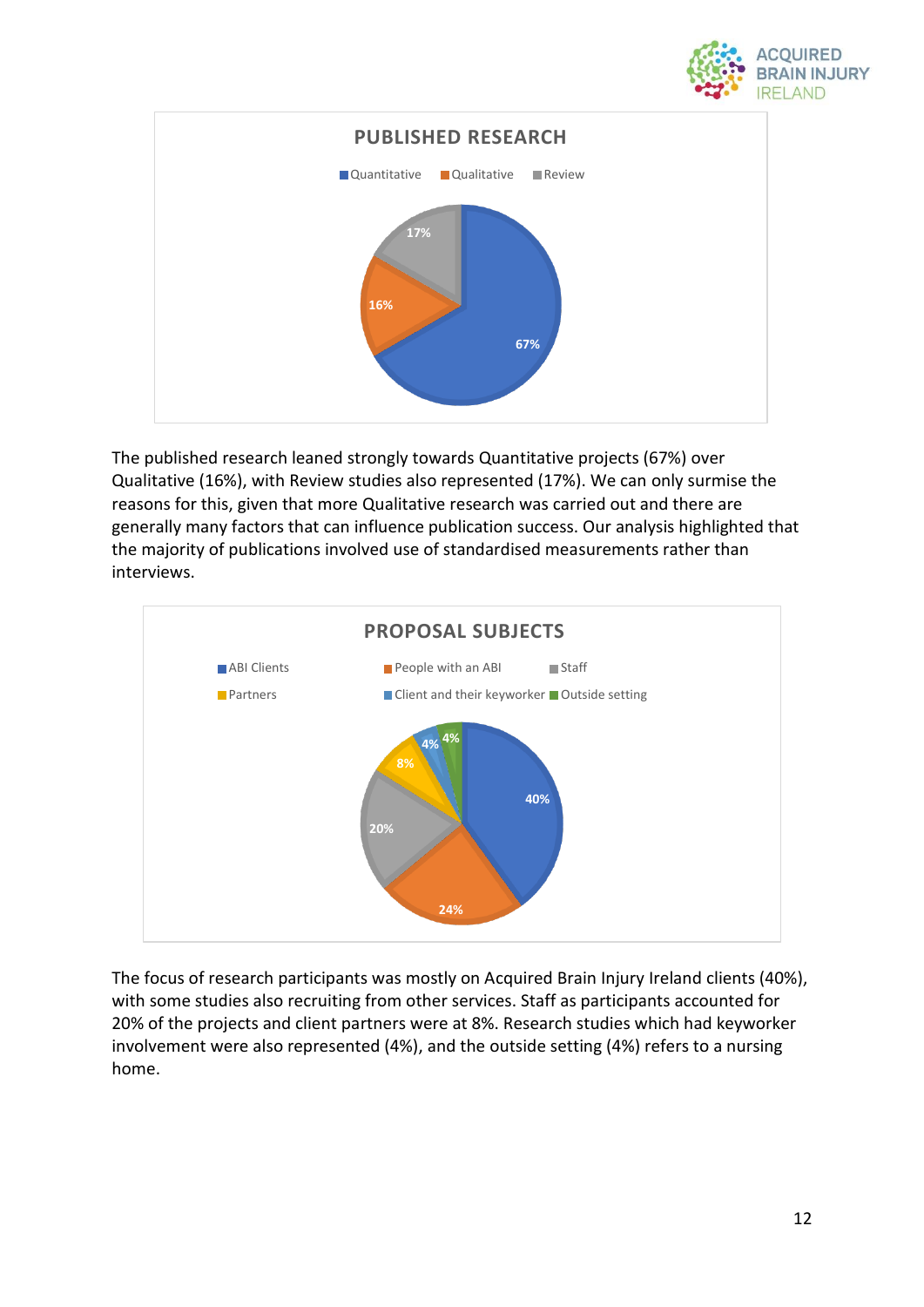**PUBLISHED RESEARCH**

| Category | Percentage |
| --- | --- |
| Quantitative | 67% |
| Qualitative | 16% |
| Review | 17% |

The published research leaned strongly towards Quantitative projects (67%) over Qualitative (16%), with Review studies also represented (17%). We can only surmise the reasons for this, given that more Qualitative research was carried out and there are generally many factors that can influence publication success. Our analysis highlighted that the majority of publications involved use of standardised measurements rather than interviews.

**PROPOSAL SUBJECTS**

| Category | Percentage |
| --- | --- |
| ABI Clients | 40% |
| People with an ABI | 24% |
| Staff | 20% |
| Partners | 8% |
| Client and their keyworker | 4% |
| Outside setting | 4% |

The focus of research participants was mostly on Acquired Brain Injury Ireland clients (40%), with some studies also recruiting from other services. Staff as participants accounted for 20% of the projects and client partners were at 8%. Research studies which had keyworker involvement were also represented (4%), and the outside setting (4%) refers to a nursing home.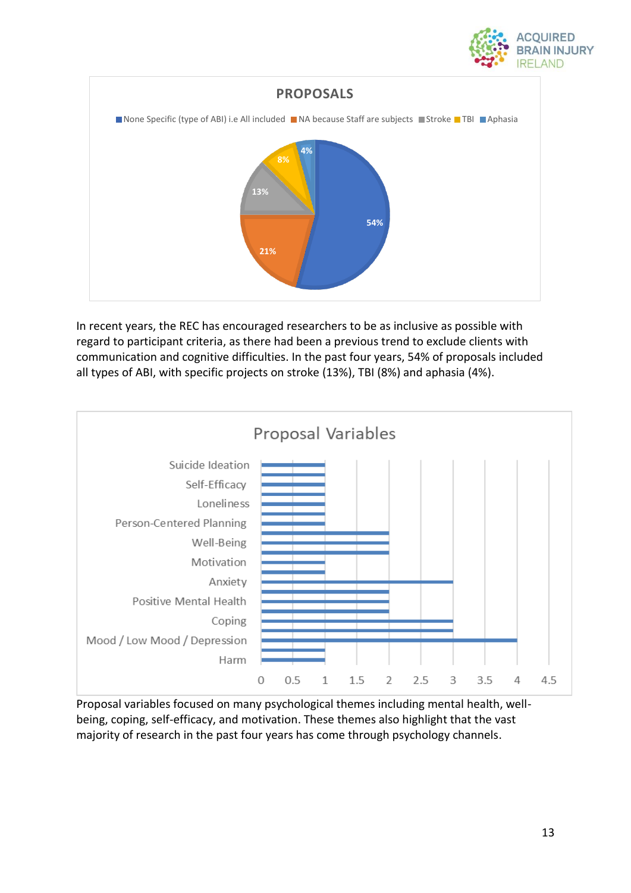**PROPOSALS**

None Specific (type of ABI) i.e All included | NA because Staff are subjects | Stroke | TBI | Aphasia

| Category | Percentage |
|---|---|
| None Specific (type of ABI) i.e All included | 54% |
| NA because Staff are subjects | 21% |
| Stroke | 13% |
| TBI | 8% |
| Aphasia | 4% |

In recent years, the REC has encouraged researchers to be as inclusive as possible with regard to participant criteria, as there had been a previous trend to exclude clients with communication and cognitive difficulties. In the past four years, 54% of proposals included all types of ABI, with specific projects on stroke (13%), TBI (8%) and aphasia (4%).

**Proposal Variables**

Suicide Ideation, Self-Efficacy, Loneliness, Person-Centered Planning, Well-Being, Motivation, Anxiety, Positive Mental Health, Coping, Mood / Low Mood / Depression, Harm

0 0.5 1 1.5 2 2.5 3 3.5 4 4.5

Proposal variables focused on many psychological themes including mental health, well-being, coping, self-efficacy, and motivation. These themes also highlight that the vast majority of research in the past four years has come through psychology channels.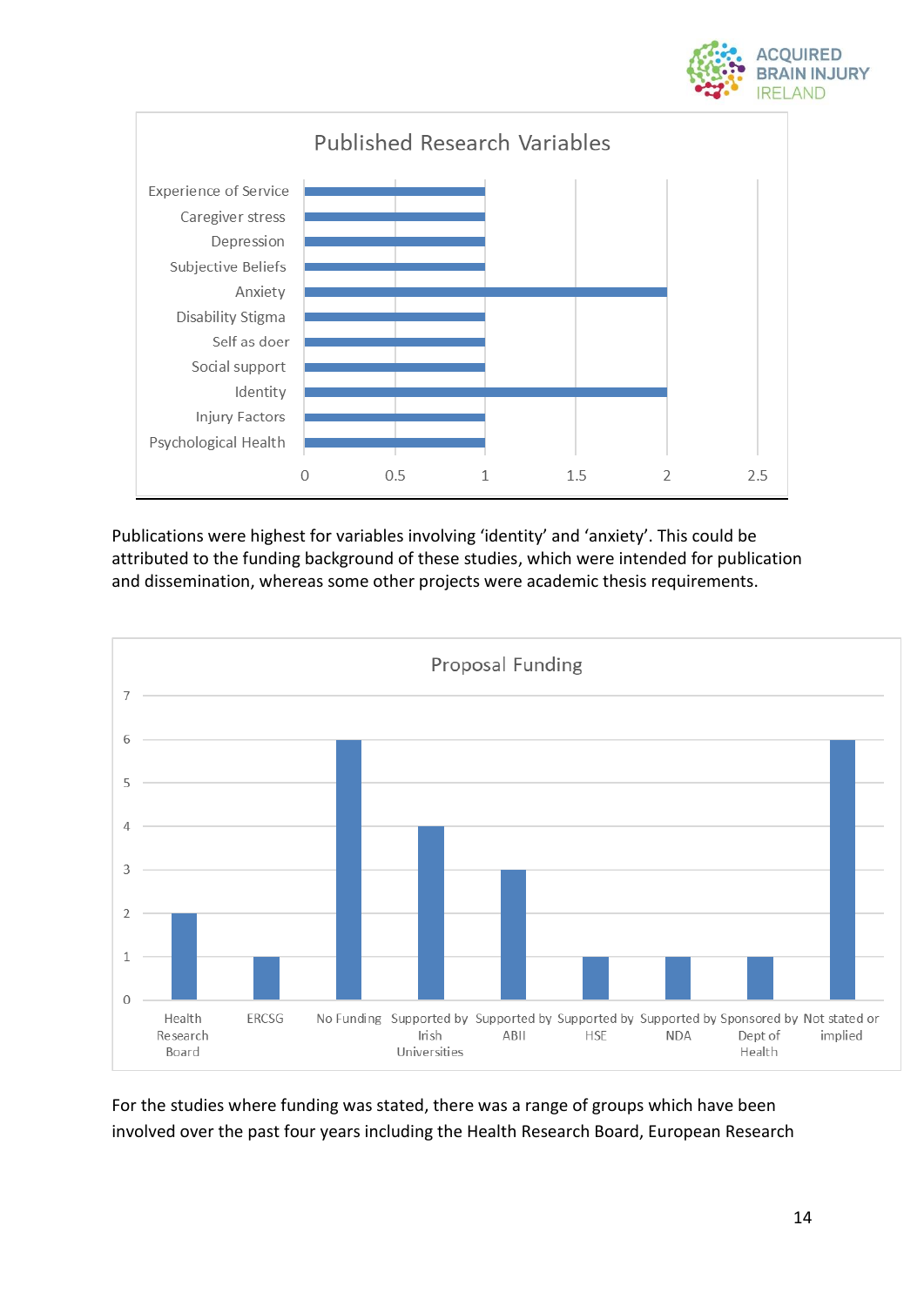**Published Research Variables**

| Variable | Count |
| --- | --- |
| Experience of Service | 1 |
| Caregiver stress | 1 |
| Depression | 1 |
| Subjective Beliefs | 1 |
| Anxiety | 2 |
| Disability Stigma | 1 |
| Self as doer | 1 |
| Social support | 1 |
| Identity | 2 |
| Injury Factors | 1 |
| Psychological Health | 1 |

Publications were highest for variables involving 'identity' and 'anxiety'. This could be attributed to the funding background of these studies, which were intended for publication and dissemination, whereas some other projects were academic thesis requirements.

**Proposal Funding**

| Funding | Count |
| --- | --- |
| Health Research Board | 2 |
| ERCSG | 1 |
| No Funding | 6 |
| Supported by Irish Universities | 4 |
| Supported by ABII | 3 |
| Supported by HSE | 1 |
| Supported by NDA | 1 |
| Sponsored by Dept of Health | 1 |
| Not stated or implied | 6 |

For the studies where funding was stated, there was a range of groups which have been involved over the past four years including the Health Research Board, European Research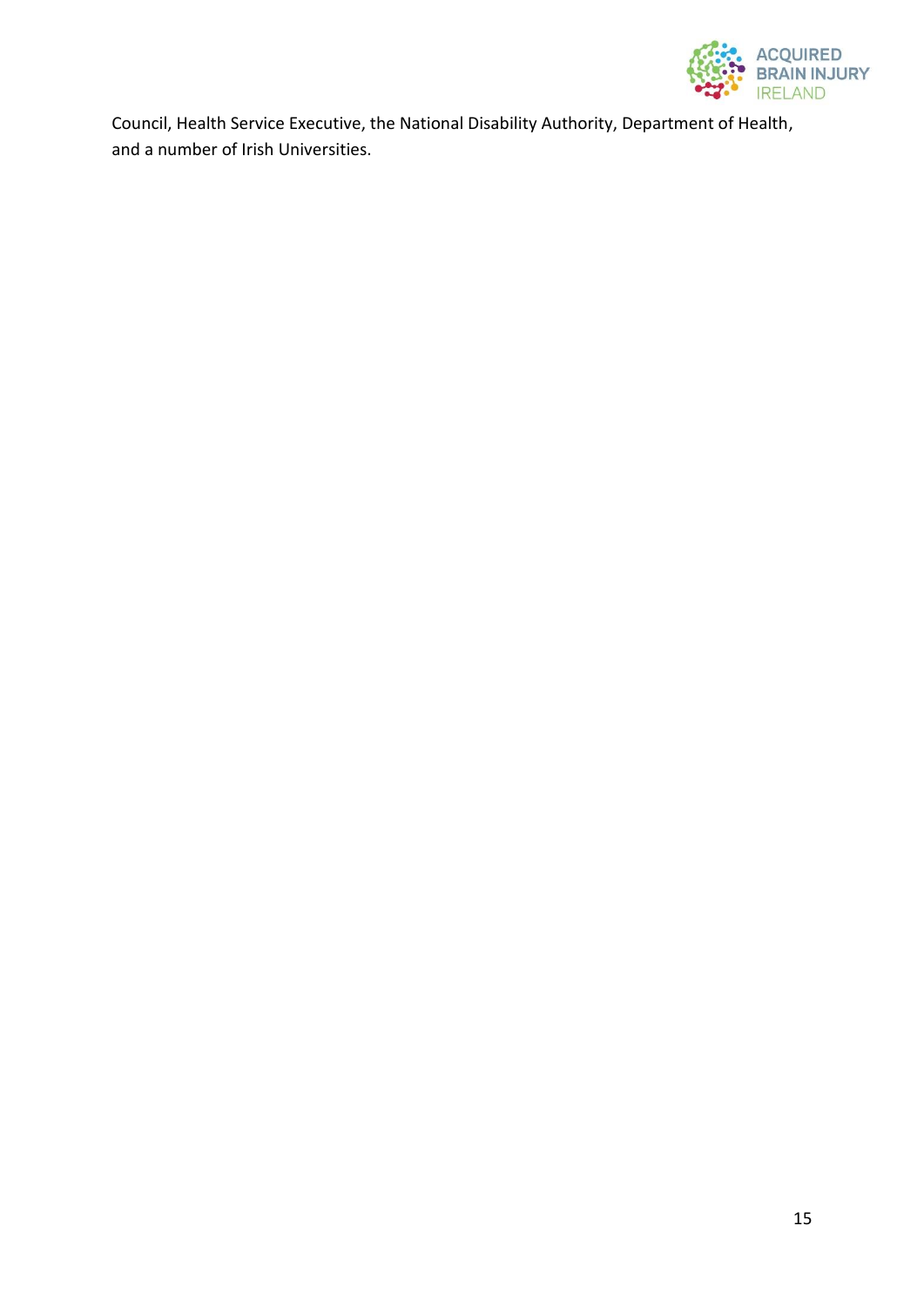Council, Health Service Executive, the National Disability Authority, Department of Health, and a number of Irish Universities.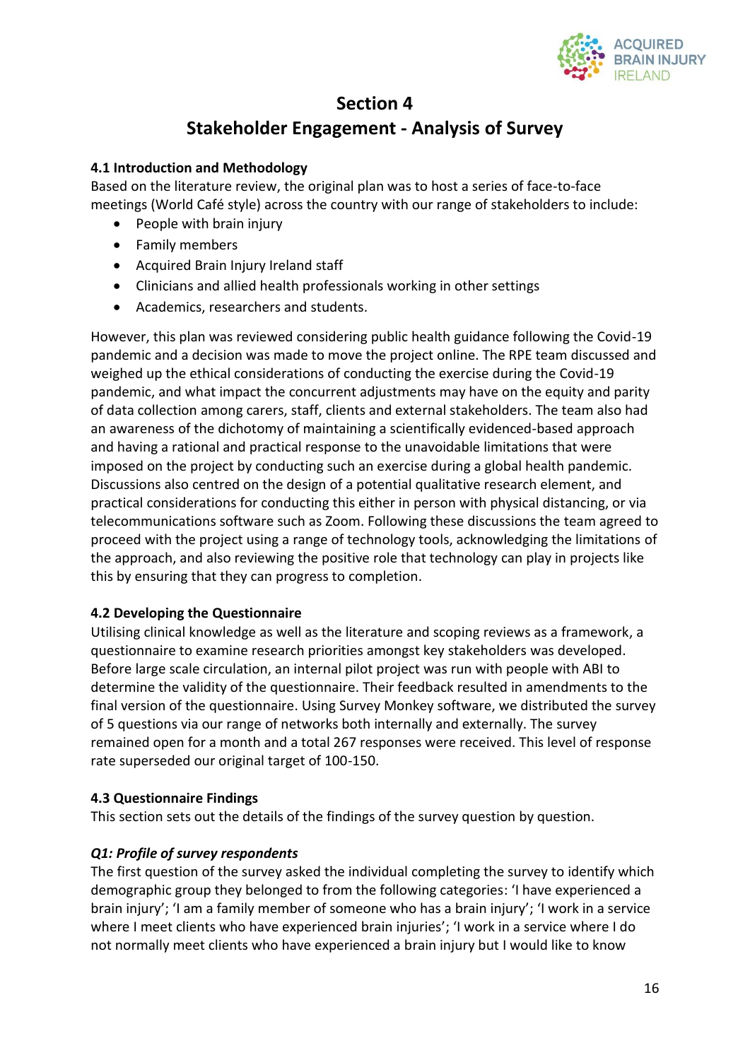# Section 4

# Stakeholder Engagement - Analysis of Survey

### 4.1 Introduction and Methodology

Based on the literature review, the original plan was to host a series of face-to-face meetings (World Café style) across the country with our range of stakeholders to include:

- People with brain injury
- Family members
- Acquired Brain Injury Ireland staff
- Clinicians and allied health professionals working in other settings
- Academics, researchers and students.

However, this plan was reviewed considering public health guidance following the Covid-19 pandemic and a decision was made to move the project online. The RPE team discussed and weighed up the ethical considerations of conducting the exercise during the Covid-19 pandemic, and what impact the concurrent adjustments may have on the equity and parity of data collection among carers, staff, clients and external stakeholders. The team also had an awareness of the dichotomy of maintaining a scientifically evidenced-based approach and having a rational and practical response to the unavoidable limitations that were imposed on the project by conducting such an exercise during a global health pandemic. Discussions also centred on the design of a potential qualitative research element, and practical considerations for conducting this either in person with physical distancing, or via telecommunications software such as Zoom. Following these discussions the team agreed to proceed with the project using a range of technology tools, acknowledging the limitations of the approach, and also reviewing the positive role that technology can play in projects like this by ensuring that they can progress to completion.

### 4.2 Developing the Questionnaire

Utilising clinical knowledge as well as the literature and scoping reviews as a framework, a questionnaire to examine research priorities amongst key stakeholders was developed. Before large scale circulation, an internal pilot project was run with people with ABI to determine the validity of the questionnaire. Their feedback resulted in amendments to the final version of the questionnaire. Using Survey Monkey software, we distributed the survey of 5 questions via our range of networks both internally and externally. The survey remained open for a month and a total 267 responses were received. This level of response rate superseded our original target of 100-150.

### 4.3 Questionnaire Findings

This section sets out the details of the findings of the survey question by question.

#### *Q1: Profile of survey respondents*

The first question of the survey asked the individual completing the survey to identify which demographic group they belonged to from the following categories: 'I have experienced a brain injury'; 'I am a family member of someone who has a brain injury'; 'I work in a service where I meet clients who have experienced brain injuries'; 'I work in a service where I do not normally meet clients who have experienced a brain injury but I would like to know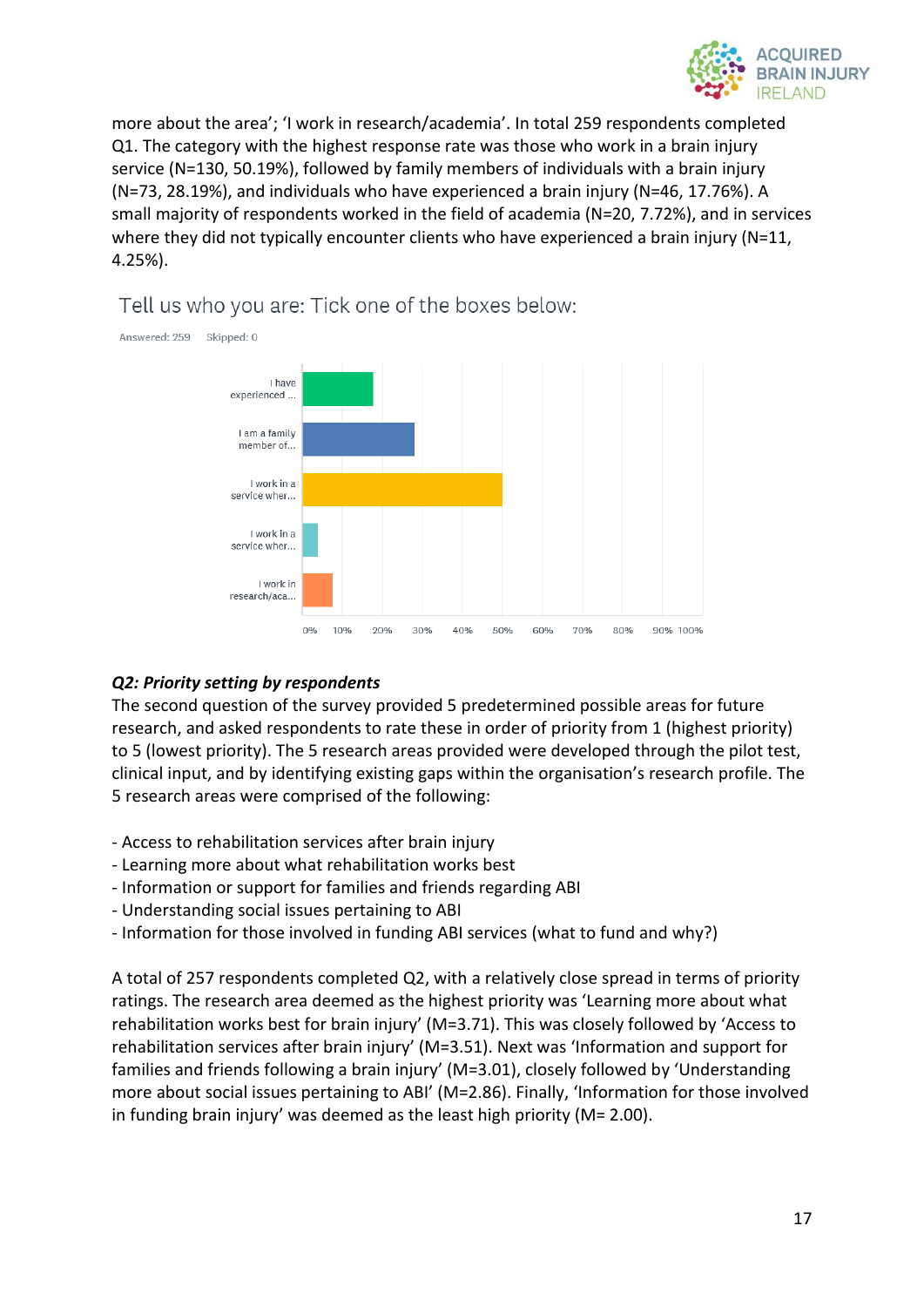more about the area'; 'I work in research/academia'. In total 259 respondents completed Q1. The category with the highest response rate was those who work in a brain injury service (N=130, 50.19%), followed by family members of individuals with a brain injury (N=73, 28.19%), and individuals who have experienced a brain injury (N=46, 17.76%). A small majority of respondents worked in the field of academia (N=20, 7.72%), and in services where they did not typically encounter clients who have experienced a brain injury (N=11, 4.25%).

Tell us who you are: Tick one of the boxes below:

Answered: 259 Skipped: 0

| Response | Approx. % |
|---|---|
| I have experienced ... | ~18% |
| I am a family member of... | ~28% |
| I work in a service wher... | ~50% |
| I work in a service wher... | ~4% |
| I work in research/aca... | ~8% |

### *Q2: Priority setting by respondents*

The second question of the survey provided 5 predetermined possible areas for future research, and asked respondents to rate these in order of priority from 1 (highest priority) to 5 (lowest priority). The 5 research areas provided were developed through the pilot test, clinical input, and by identifying existing gaps within the organisation's research profile. The 5 research areas were comprised of the following:

- Access to rehabilitation services after brain injury
- Learning more about what rehabilitation works best
- Information or support for families and friends regarding ABI
- Understanding social issues pertaining to ABI
- Information for those involved in funding ABI services (what to fund and why?)

A total of 257 respondents completed Q2, with a relatively close spread in terms of priority ratings. The research area deemed as the highest priority was 'Learning more about what rehabilitation works best for brain injury' (M=3.71). This was closely followed by 'Access to rehabilitation services after brain injury' (M=3.51). Next was 'Information and support for families and friends following a brain injury' (M=3.01), closely followed by 'Understanding more about social issues pertaining to ABI' (M=2.86). Finally, 'Information for those involved in funding brain injury' was deemed as the least high priority (M= 2.00).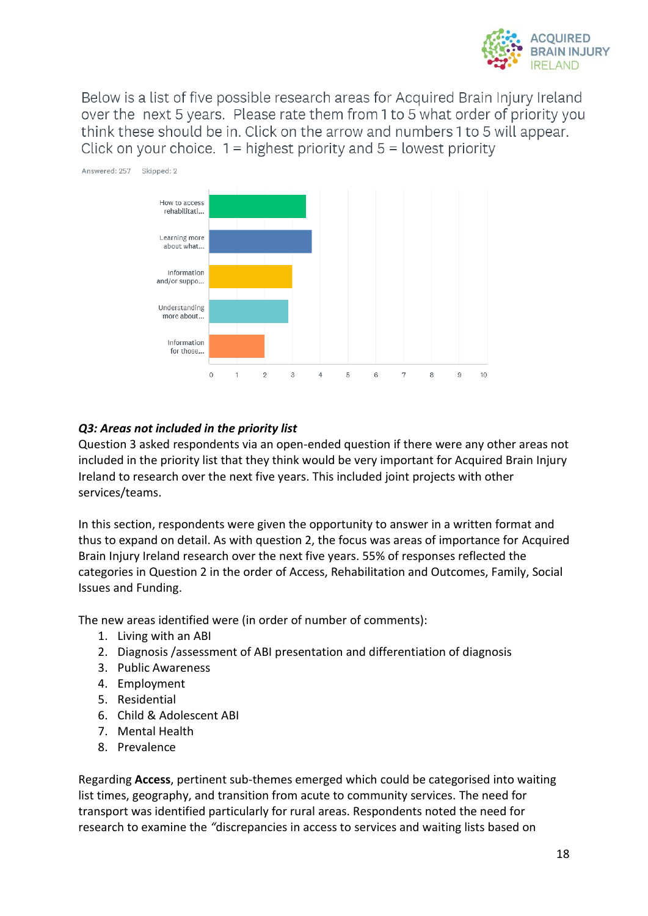Below is a list of five possible research areas for Acquired Brain Injury Ireland over the next 5 years. Please rate them from 1 to 5 what order of priority you think these should be in. Click on the arrow and numbers 1 to 5 will appear. Click on your choice. 1 = highest priority and 5 = lowest priority

Answered: 257 Skipped: 2

| Research area | Score (approx.) |
|---|---|
| How to access rehabilitati... | 3.5 |
| Learning more about what... | 3.7 |
| Information and/or suppo... | 3.0 |
| Understanding more about... | 2.9 |
| Information for those... | 2.0 |

### *Q3: Areas not included in the priority list*

Question 3 asked respondents via an open-ended question if there were any other areas not included in the priority list that they think would be very important for Acquired Brain Injury Ireland to research over the next five years. This included joint projects with other services/teams.

In this section, respondents were given the opportunity to answer in a written format and thus to expand on detail. As with question 2, the focus was areas of importance for Acquired Brain Injury Ireland research over the next five years. 55% of responses reflected the categories in Question 2 in the order of Access, Rehabilitation and Outcomes, Family, Social Issues and Funding.

The new areas identified were (in order of number of comments):

1. Living with an ABI
2. Diagnosis /assessment of ABI presentation and differentiation of diagnosis
3. Public Awareness
4. Employment
5. Residential
6. Child & Adolescent ABI
7. Mental Health
8. Prevalence

Regarding **Access**, pertinent sub-themes emerged which could be categorised into waiting list times, geography, and transition from acute to community services. The need for transport was identified particularly for rural areas. Respondents noted the need for research to examine the *"discrepancies in access to services and waiting lists based on*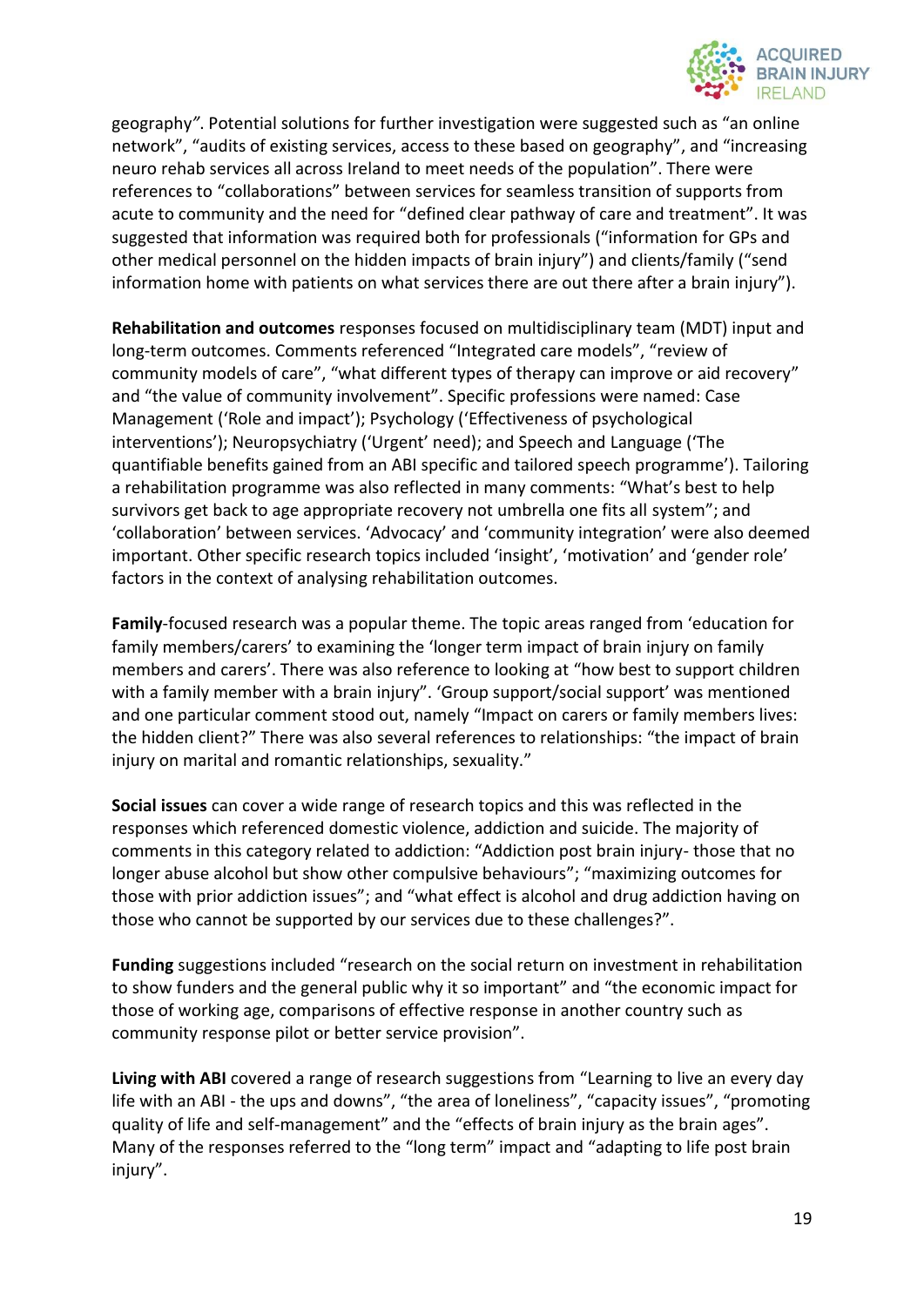geography”. Potential solutions for further investigation were suggested such as “an online network”, “audits of existing services, access to these based on geography”, and “increasing neuro rehab services all across Ireland to meet needs of the population”. There were references to “collaborations” between services for seamless transition of supports from acute to community and the need for “defined clear pathway of care and treatment”. It was suggested that information was required both for professionals (“information for GPs and other medical personnel on the hidden impacts of brain injury”) and clients/family (“send information home with patients on what services there are out there after a brain injury”).

**Rehabilitation and outcomes** responses focused on multidisciplinary team (MDT) input and long-term outcomes. Comments referenced “Integrated care models”, “review of community models of care”, “what different types of therapy can improve or aid recovery” and “the value of community involvement”. Specific professions were named: Case Management (‘Role and impact’); Psychology (‘Effectiveness of psychological interventions’); Neuropsychiatry (‘Urgent’ need); and Speech and Language (‘The quantifiable benefits gained from an ABI specific and tailored speech programme’). Tailoring a rehabilitation programme was also reflected in many comments: “What’s best to help survivors get back to age appropriate recovery not umbrella one fits all system”; and ‘collaboration’ between services. ‘Advocacy’ and ‘community integration’ were also deemed important. Other specific research topics included ‘insight’, ‘motivation’ and ‘gender role’ factors in the context of analysing rehabilitation outcomes.

**Family**-focused research was a popular theme. The topic areas ranged from ‘education for family members/carers’ to examining the ‘longer term impact of brain injury on family members and carers’. There was also reference to looking at “how best to support children with a family member with a brain injury”. ‘Group support/social support’ was mentioned and one particular comment stood out, namely “Impact on carers or family members lives: the hidden client?” There was also several references to relationships: “the impact of brain injury on marital and romantic relationships, sexuality.”

**Social issues** can cover a wide range of research topics and this was reflected in the responses which referenced domestic violence, addiction and suicide. The majority of comments in this category related to addiction: “Addiction post brain injury- those that no longer abuse alcohol but show other compulsive behaviours”; “maximizing outcomes for those with prior addiction issues”; and “what effect is alcohol and drug addiction having on those who cannot be supported by our services due to these challenges?”.

**Funding** suggestions included “research on the social return on investment in rehabilitation to show funders and the general public why it so important” and “the economic impact for those of working age, comparisons of effective response in another country such as community response pilot or better service provision”.

**Living with ABI** covered a range of research suggestions from “Learning to live an every day life with an ABI - the ups and downs”, “the area of loneliness”, “capacity issues”, “promoting quality of life and self-management” and the “effects of brain injury as the brain ages”. Many of the responses referred to the “long term” impact and “adapting to life post brain injury”.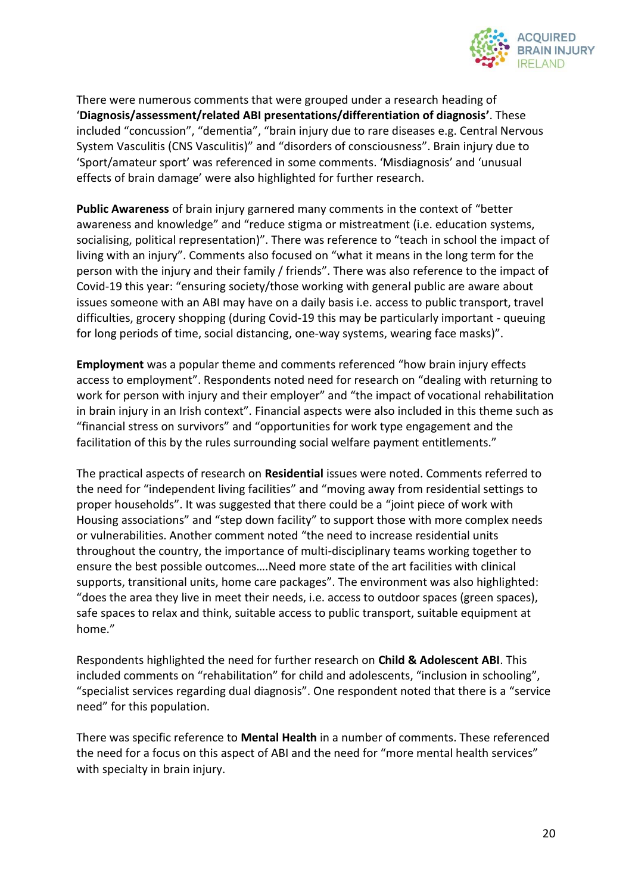There were numerous comments that were grouped under a research heading of '**Diagnosis/assessment/related ABI presentations/differentiation of diagnosis'**. These included "concussion", "dementia", "brain injury due to rare diseases e.g. Central Nervous System Vasculitis (CNS Vasculitis)" and "disorders of consciousness". Brain injury due to 'Sport/amateur sport' was referenced in some comments. 'Misdiagnosis' and 'unusual effects of brain damage' were also highlighted for further research.

**Public Awareness** of brain injury garnered many comments in the context of "better awareness and knowledge" and "reduce stigma or mistreatment (i.e. education systems, socialising, political representation)". There was reference to "teach in school the impact of living with an injury". Comments also focused on "what it means in the long term for the person with the injury and their family / friends". There was also reference to the impact of Covid-19 this year: "ensuring society/those working with general public are aware about issues someone with an ABI may have on a daily basis i.e. access to public transport, travel difficulties, grocery shopping (during Covid-19 this may be particularly important - queuing for long periods of time, social distancing, one-way systems, wearing face masks)".

**Employment** was a popular theme and comments referenced "how brain injury effects access to employment". Respondents noted need for research on "dealing with returning to work for person with injury and their employer" and "the impact of vocational rehabilitation in brain injury in an Irish context". Financial aspects were also included in this theme such as "financial stress on survivors" and "opportunities for work type engagement and the facilitation of this by the rules surrounding social welfare payment entitlements."

The practical aspects of research on **Residential** issues were noted. Comments referred to the need for "independent living facilities" and "moving away from residential settings to proper households". It was suggested that there could be a "joint piece of work with Housing associations" and "step down facility" to support those with more complex needs or vulnerabilities. Another comment noted "the need to increase residential units throughout the country, the importance of multi-disciplinary teams working together to ensure the best possible outcomes….Need more state of the art facilities with clinical supports, transitional units, home care packages". The environment was also highlighted: "does the area they live in meet their needs, i.e. access to outdoor spaces (green spaces), safe spaces to relax and think, suitable access to public transport, suitable equipment at home."

Respondents highlighted the need for further research on **Child & Adolescent ABI**. This included comments on "rehabilitation" for child and adolescents, "inclusion in schooling", "specialist services regarding dual diagnosis". One respondent noted that there is a "service need" for this population.

There was specific reference to **Mental Health** in a number of comments. These referenced the need for a focus on this aspect of ABI and the need for "more mental health services" with specialty in brain injury.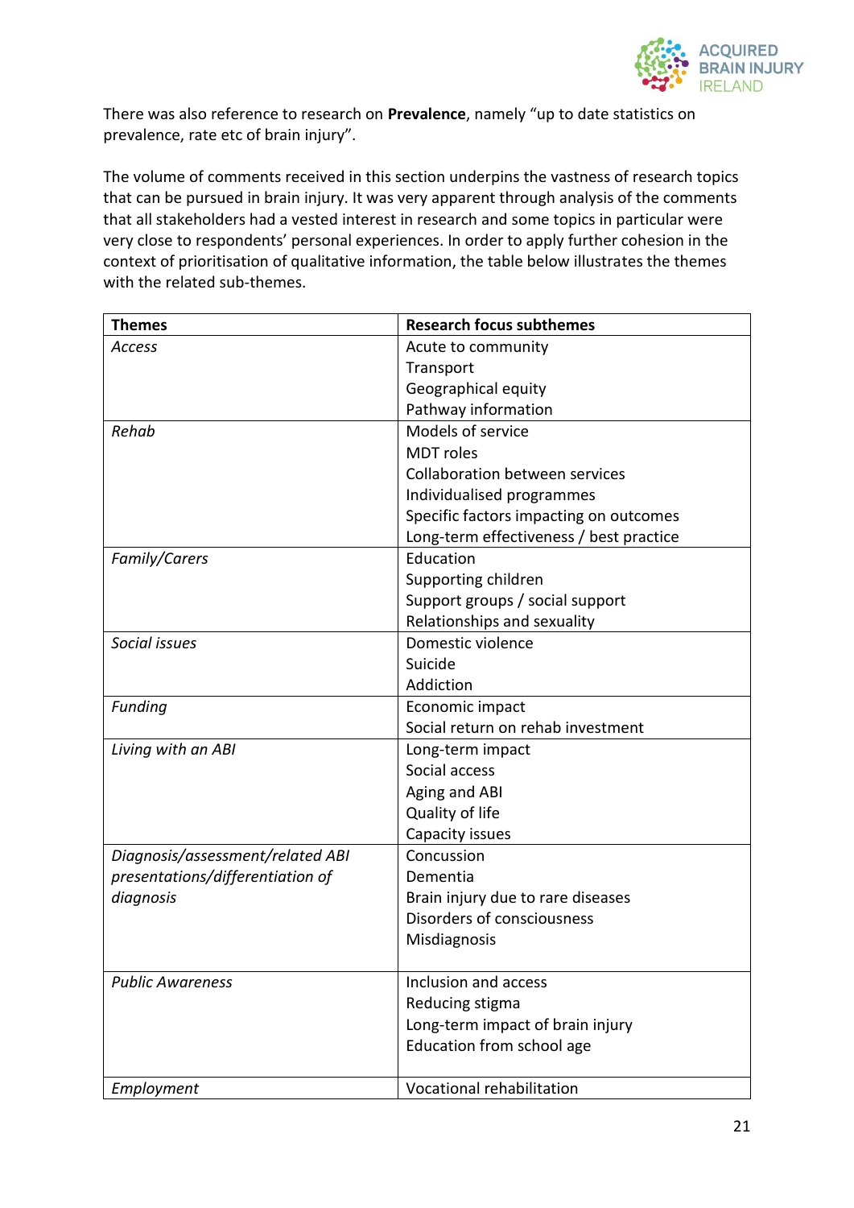There was also reference to research on **Prevalence**, namely "up to date statistics on prevalence, rate etc of brain injury".

The volume of comments received in this section underpins the vastness of research topics that can be pursued in brain injury. It was very apparent through analysis of the comments that all stakeholders had a vested interest in research and some topics in particular were very close to respondents' personal experiences. In order to apply further cohesion in the context of prioritisation of qualitative information, the table below illustrates the themes with the related sub-themes.

| **Themes** | **Research focus subthemes** |
|---|---|
| *Access* | Acute to community<br>Transport<br>Geographical equity<br>Pathway information |
| *Rehab* | Models of service<br>MDT roles<br>Collaboration between services<br>Individualised programmes<br>Specific factors impacting on outcomes<br>Long-term effectiveness / best practice |
| *Family/Carers* | Education<br>Supporting children<br>Support groups / social support<br>Relationships and sexuality |
| *Social issues* | Domestic violence<br>Suicide<br>Addiction |
| *Funding* | Economic impact<br>Social return on rehab investment |
| *Living with an ABI* | Long-term impact<br>Social access<br>Aging and ABI<br>Quality of life<br>Capacity issues |
| *Diagnosis/assessment/related ABI presentations/differentiation of diagnosis* | Concussion<br>Dementia<br>Brain injury due to rare diseases<br>Disorders of consciousness<br>Misdiagnosis |
| *Public Awareness* | Inclusion and access<br>Reducing stigma<br>Long-term impact of brain injury<br>Education from school age |
| *Employment* | Vocational rehabilitation |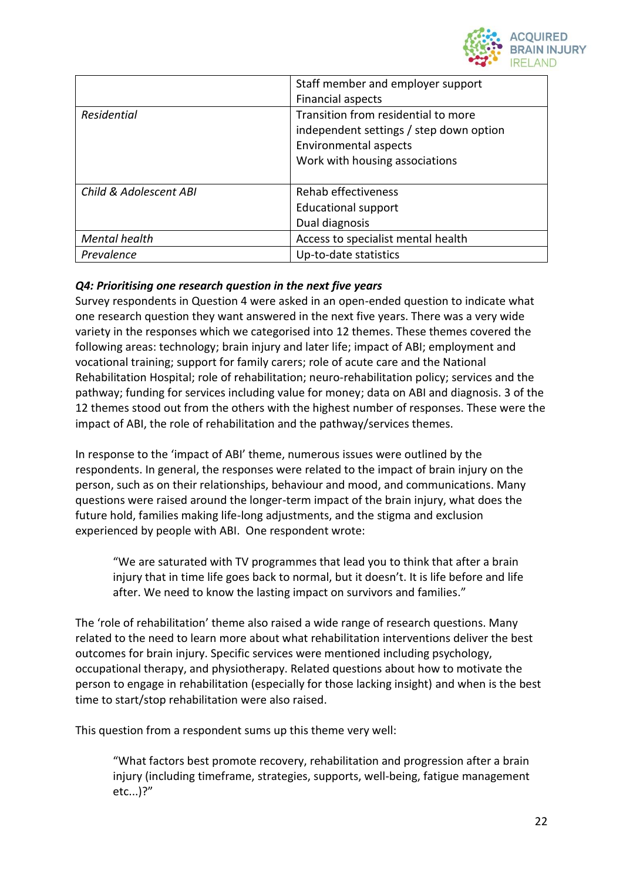| | |
|---|---|
| | Staff member and employer support<br>Financial aspects |
| *Residential* | Transition from residential to more independent settings / step down option<br>Environmental aspects<br>Work with housing associations |
| *Child & Adolescent ABI* | Rehab effectiveness<br>Educational support<br>Dual diagnosis |
| *Mental health* | Access to specialist mental health |
| *Prevalence* | Up-to-date statistics |

***Q4: Prioritising one research question in the next five years***

Survey respondents in Question 4 were asked in an open-ended question to indicate what one research question they want answered in the next five years. There was a very wide variety in the responses which we categorised into 12 themes. These themes covered the following areas: technology; brain injury and later life; impact of ABI; employment and vocational training; support for family carers; role of acute care and the National Rehabilitation Hospital; role of rehabilitation; neuro-rehabilitation policy; services and the pathway; funding for services including value for money; data on ABI and diagnosis. 3 of the 12 themes stood out from the others with the highest number of responses. These were the impact of ABI, the role of rehabilitation and the pathway/services themes.

In response to the 'impact of ABI' theme, numerous issues were outlined by the respondents. In general, the responses were related to the impact of brain injury on the person, such as on their relationships, behaviour and mood, and communications. Many questions were raised around the longer-term impact of the brain injury, what does the future hold, families making life-long adjustments, and the stigma and exclusion experienced by people with ABI. One respondent wrote:

> "We are saturated with TV programmes that lead you to think that after a brain injury that in time life goes back to normal, but it doesn't. It is life before and life after. We need to know the lasting impact on survivors and families."

The 'role of rehabilitation' theme also raised a wide range of research questions. Many related to the need to learn more about what rehabilitation interventions deliver the best outcomes for brain injury. Specific services were mentioned including psychology, occupational therapy, and physiotherapy. Related questions about how to motivate the person to engage in rehabilitation (especially for those lacking insight) and when is the best time to start/stop rehabilitation were also raised.

This question from a respondent sums up this theme very well:

> "What factors best promote recovery, rehabilitation and progression after a brain injury (including timeframe, strategies, supports, well-being, fatigue management etc...)?"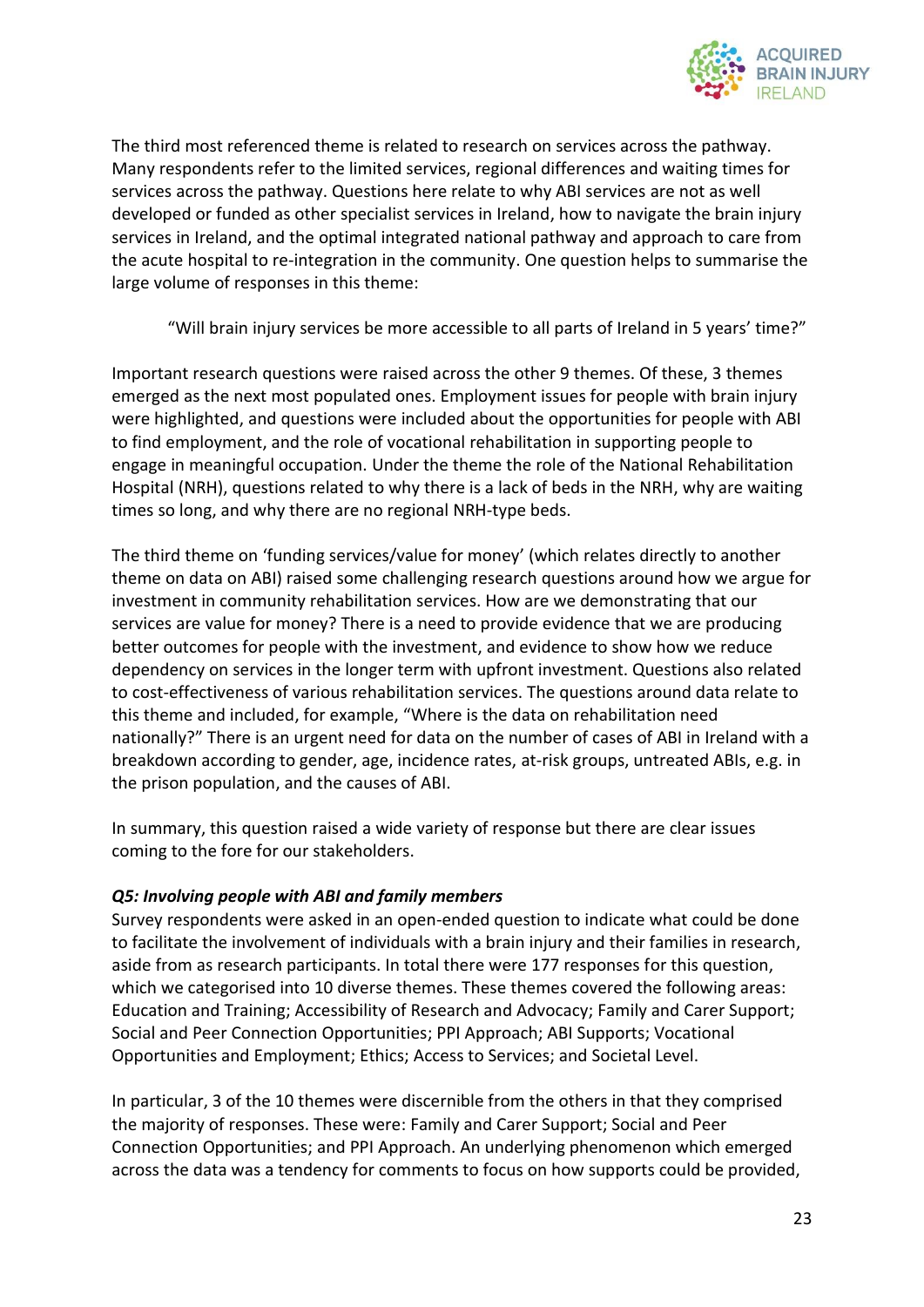The third most referenced theme is related to research on services across the pathway. Many respondents refer to the limited services, regional differences and waiting times for services across the pathway. Questions here relate to why ABI services are not as well developed or funded as other specialist services in Ireland, how to navigate the brain injury services in Ireland, and the optimal integrated national pathway and approach to care from the acute hospital to re-integration in the community. One question helps to summarise the large volume of responses in this theme:

> "Will brain injury services be more accessible to all parts of Ireland in 5 years' time?"

Important research questions were raised across the other 9 themes. Of these, 3 themes emerged as the next most populated ones. Employment issues for people with brain injury were highlighted, and questions were included about the opportunities for people with ABI to find employment, and the role of vocational rehabilitation in supporting people to engage in meaningful occupation. Under the theme the role of the National Rehabilitation Hospital (NRH), questions related to why there is a lack of beds in the NRH, why are waiting times so long, and why there are no regional NRH-type beds.

The third theme on 'funding services/value for money' (which relates directly to another theme on data on ABI) raised some challenging research questions around how we argue for investment in community rehabilitation services. How are we demonstrating that our services are value for money? There is a need to provide evidence that we are producing better outcomes for people with the investment, and evidence to show how we reduce dependency on services in the longer term with upfront investment. Questions also related to cost-effectiveness of various rehabilitation services. The questions around data relate to this theme and included, for example, "Where is the data on rehabilitation need nationally?" There is an urgent need for data on the number of cases of ABI in Ireland with a breakdown according to gender, age, incidence rates, at-risk groups, untreated ABIs, e.g. in the prison population, and the causes of ABI.

In summary, this question raised a wide variety of response but there are clear issues coming to the fore for our stakeholders.

#### *Q5: Involving people with ABI and family members*

Survey respondents were asked in an open-ended question to indicate what could be done to facilitate the involvement of individuals with a brain injury and their families in research, aside from as research participants. In total there were 177 responses for this question, which we categorised into 10 diverse themes. These themes covered the following areas: Education and Training; Accessibility of Research and Advocacy; Family and Carer Support; Social and Peer Connection Opportunities; PPI Approach; ABI Supports; Vocational Opportunities and Employment; Ethics; Access to Services; and Societal Level.

In particular, 3 of the 10 themes were discernible from the others in that they comprised the majority of responses. These were: Family and Carer Support; Social and Peer Connection Opportunities; and PPI Approach. An underlying phenomenon which emerged across the data was a tendency for comments to focus on how supports could be provided,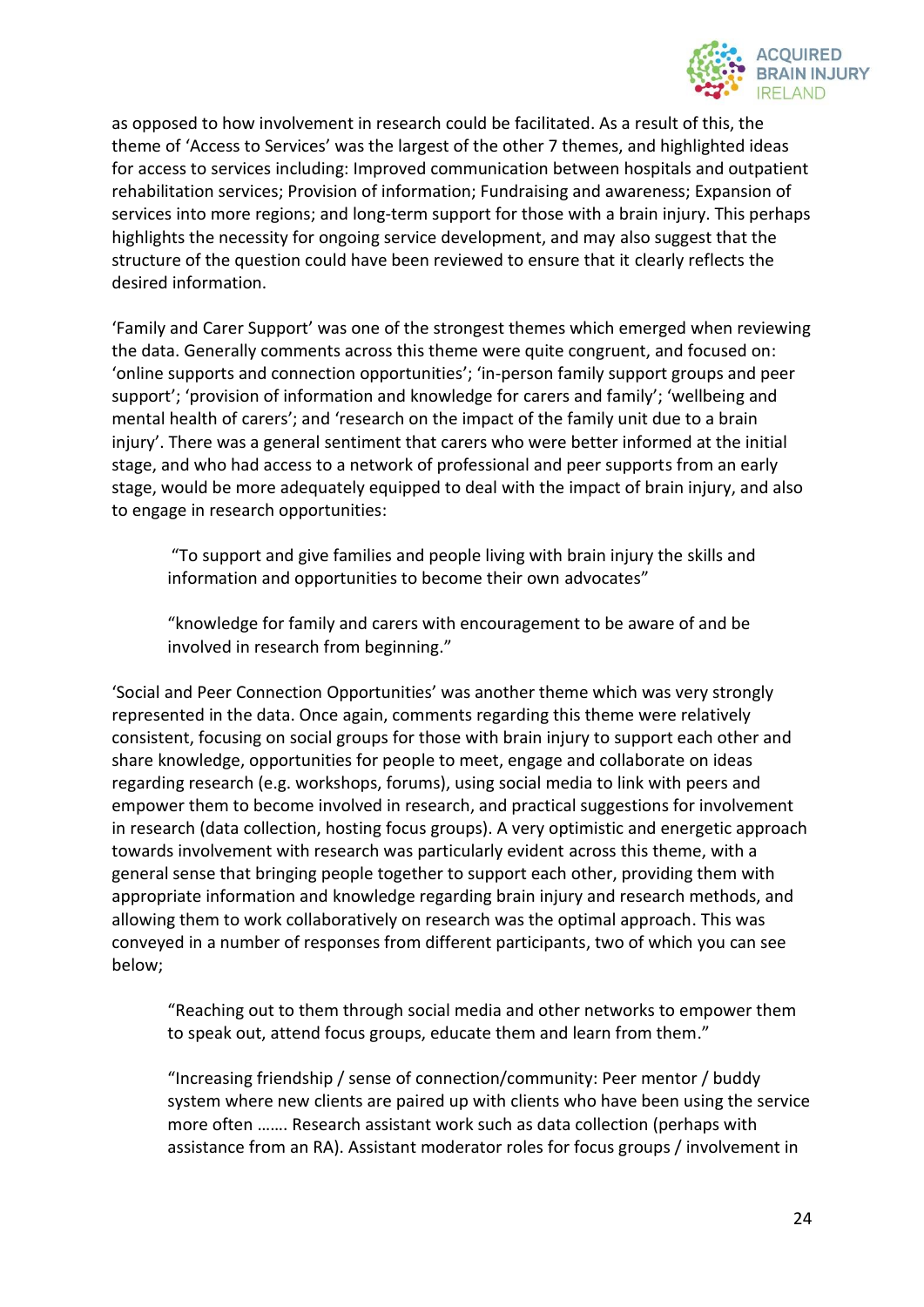as opposed to how involvement in research could be facilitated. As a result of this, the theme of 'Access to Services' was the largest of the other 7 themes, and highlighted ideas for access to services including: Improved communication between hospitals and outpatient rehabilitation services; Provision of information; Fundraising and awareness; Expansion of services into more regions; and long-term support for those with a brain injury. This perhaps highlights the necessity for ongoing service development, and may also suggest that the structure of the question could have been reviewed to ensure that it clearly reflects the desired information.

'Family and Carer Support' was one of the strongest themes which emerged when reviewing the data. Generally comments across this theme were quite congruent, and focused on: 'online supports and connection opportunities'; 'in-person family support groups and peer support'; 'provision of information and knowledge for carers and family'; 'wellbeing and mental health of carers'; and 'research on the impact of the family unit due to a brain injury'. There was a general sentiment that carers who were better informed at the initial stage, and who had access to a network of professional and peer supports from an early stage, would be more adequately equipped to deal with the impact of brain injury, and also to engage in research opportunities:

> "To support and give families and people living with brain injury the skills and information and opportunities to become their own advocates"

> "knowledge for family and carers with encouragement to be aware of and be involved in research from beginning."

'Social and Peer Connection Opportunities' was another theme which was very strongly represented in the data. Once again, comments regarding this theme were relatively consistent, focusing on social groups for those with brain injury to support each other and share knowledge, opportunities for people to meet, engage and collaborate on ideas regarding research (e.g. workshops, forums), using social media to link with peers and empower them to become involved in research, and practical suggestions for involvement in research (data collection, hosting focus groups). A very optimistic and energetic approach towards involvement with research was particularly evident across this theme, with a general sense that bringing people together to support each other, providing them with appropriate information and knowledge regarding brain injury and research methods, and allowing them to work collaboratively on research was the optimal approach. This was conveyed in a number of responses from different participants, two of which you can see below;

> "Reaching out to them through social media and other networks to empower them to speak out, attend focus groups, educate them and learn from them."

> "Increasing friendship / sense of connection/community: Peer mentor / buddy system where new clients are paired up with clients who have been using the service more often ……. Research assistant work such as data collection (perhaps with assistance from an RA). Assistant moderator roles for focus groups / involvement in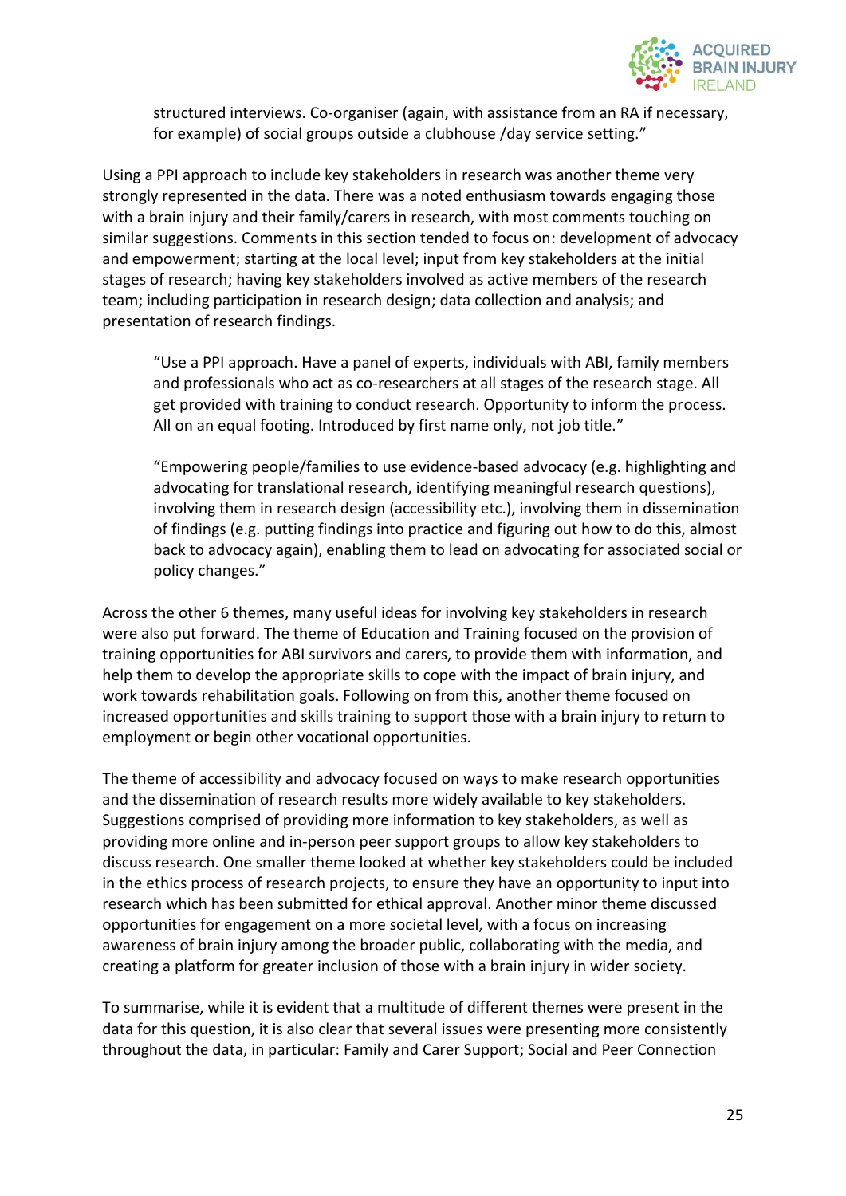> structured interviews. Co-organiser (again, with assistance from an RA if necessary, for example) of social groups outside a clubhouse /day service setting."

Using a PPI approach to include key stakeholders in research was another theme very strongly represented in the data. There was a noted enthusiasm towards engaging those with a brain injury and their family/carers in research, with most comments touching on similar suggestions. Comments in this section tended to focus on: development of advocacy and empowerment; starting at the local level; input from key stakeholders at the initial stages of research; having key stakeholders involved as active members of the research team; including participation in research design; data collection and analysis; and presentation of research findings.

> "Use a PPI approach. Have a panel of experts, individuals with ABI, family members and professionals who act as co-researchers at all stages of the research stage. All get provided with training to conduct research. Opportunity to inform the process. All on an equal footing. Introduced by first name only, not job title."

> "Empowering people/families to use evidence-based advocacy (e.g. highlighting and advocating for translational research, identifying meaningful research questions), involving them in research design (accessibility etc.), involving them in dissemination of findings (e.g. putting findings into practice and figuring out how to do this, almost back to advocacy again), enabling them to lead on advocating for associated social or policy changes."

Across the other 6 themes, many useful ideas for involving key stakeholders in research were also put forward. The theme of Education and Training focused on the provision of training opportunities for ABI survivors and carers, to provide them with information, and help them to develop the appropriate skills to cope with the impact of brain injury, and work towards rehabilitation goals. Following on from this, another theme focused on increased opportunities and skills training to support those with a brain injury to return to employment or begin other vocational opportunities.

The theme of accessibility and advocacy focused on ways to make research opportunities and the dissemination of research results more widely available to key stakeholders. Suggestions comprised of providing more information to key stakeholders, as well as providing more online and in-person peer support groups to allow key stakeholders to discuss research. One smaller theme looked at whether key stakeholders could be included in the ethics process of research projects, to ensure they have an opportunity to input into research which has been submitted for ethical approval. Another minor theme discussed opportunities for engagement on a more societal level, with a focus on increasing awareness of brain injury among the broader public, collaborating with the media, and creating a platform for greater inclusion of those with a brain injury in wider society.

To summarise, while it is evident that a multitude of different themes were present in the data for this question, it is also clear that several issues were presenting more consistently throughout the data, in particular: Family and Carer Support; Social and Peer Connection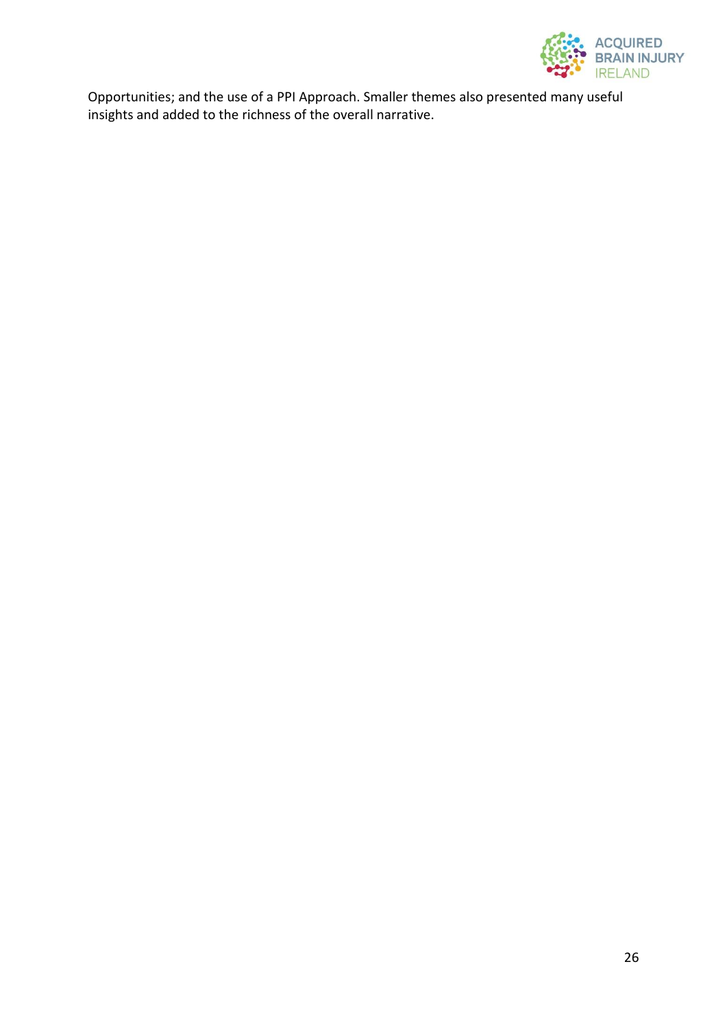Opportunities; and the use of a PPI Approach. Smaller themes also presented many useful insights and added to the richness of the overall narrative.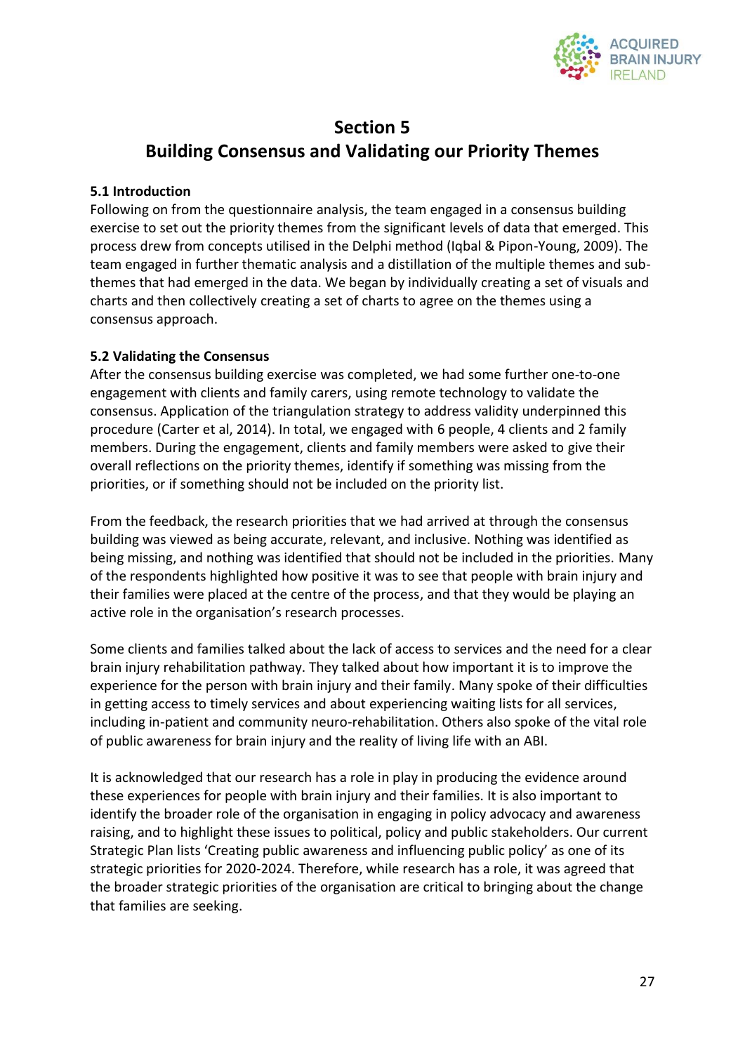# Section 5
# Building Consensus and Validating our Priority Themes

### 5.1 Introduction

Following on from the questionnaire analysis, the team engaged in a consensus building exercise to set out the priority themes from the significant levels of data that emerged. This process drew from concepts utilised in the Delphi method (Iqbal & Pipon-Young, 2009). The team engaged in further thematic analysis and a distillation of the multiple themes and sub-themes that had emerged in the data. We began by individually creating a set of visuals and charts and then collectively creating a set of charts to agree on the themes using a consensus approach.

### 5.2 Validating the Consensus

After the consensus building exercise was completed, we had some further one-to-one engagement with clients and family carers, using remote technology to validate the consensus. Application of the triangulation strategy to address validity underpinned this procedure (Carter et al, 2014). In total, we engaged with 6 people, 4 clients and 2 family members. During the engagement, clients and family members were asked to give their overall reflections on the priority themes, identify if something was missing from the priorities, or if something should not be included on the priority list.

From the feedback, the research priorities that we had arrived at through the consensus building was viewed as being accurate, relevant, and inclusive. Nothing was identified as being missing, and nothing was identified that should not be included in the priorities. Many of the respondents highlighted how positive it was to see that people with brain injury and their families were placed at the centre of the process, and that they would be playing an active role in the organisation's research processes.

Some clients and families talked about the lack of access to services and the need for a clear brain injury rehabilitation pathway. They talked about how important it is to improve the experience for the person with brain injury and their family. Many spoke of their difficulties in getting access to timely services and about experiencing waiting lists for all services, including in-patient and community neuro-rehabilitation. Others also spoke of the vital role of public awareness for brain injury and the reality of living life with an ABI.

It is acknowledged that our research has a role in play in producing the evidence around these experiences for people with brain injury and their families. It is also important to identify the broader role of the organisation in engaging in policy advocacy and awareness raising, and to highlight these issues to political, policy and public stakeholders. Our current Strategic Plan lists 'Creating public awareness and influencing public policy' as one of its strategic priorities for 2020-2024. Therefore, while research has a role, it was agreed that the broader strategic priorities of the organisation are critical to bringing about the change that families are seeking.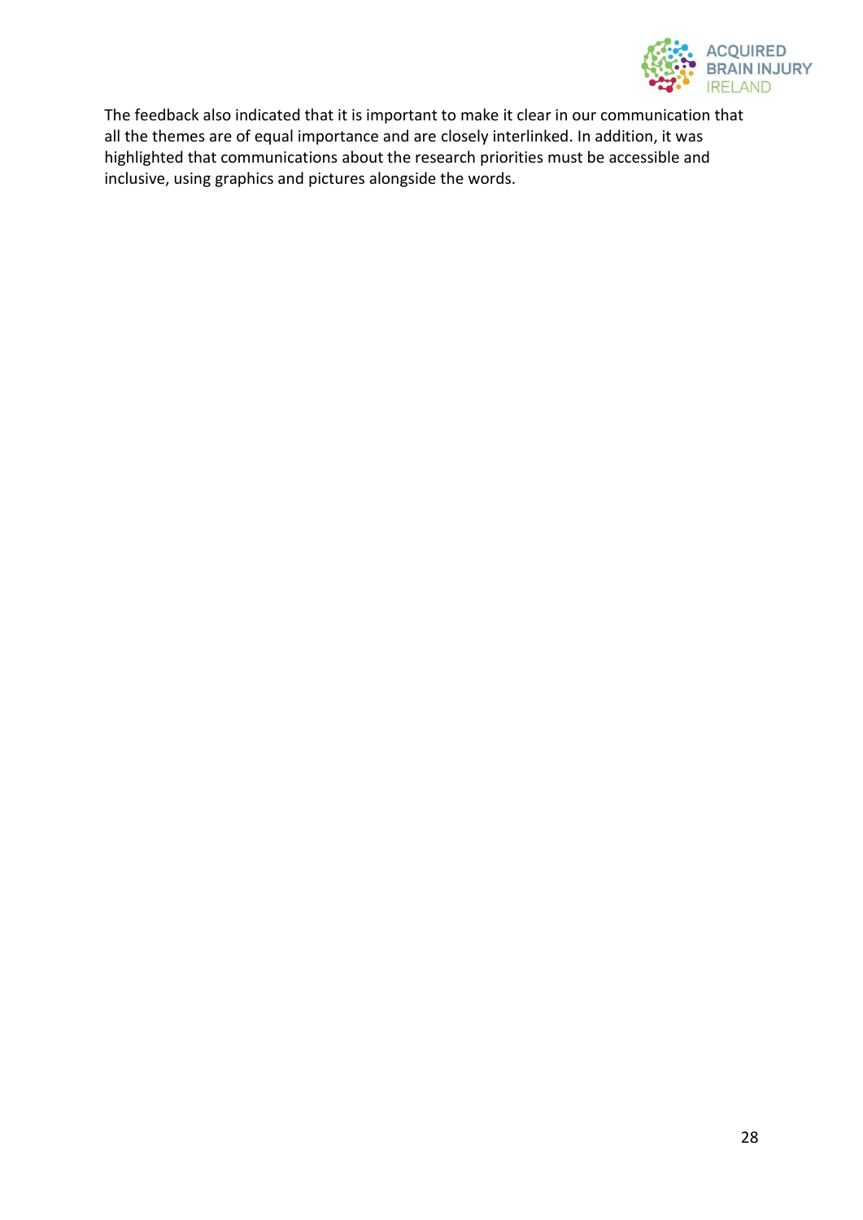The feedback also indicated that it is important to make it clear in our communication that all the themes are of equal importance and are closely interlinked. In addition, it was highlighted that communications about the research priorities must be accessible and inclusive, using graphics and pictures alongside the words.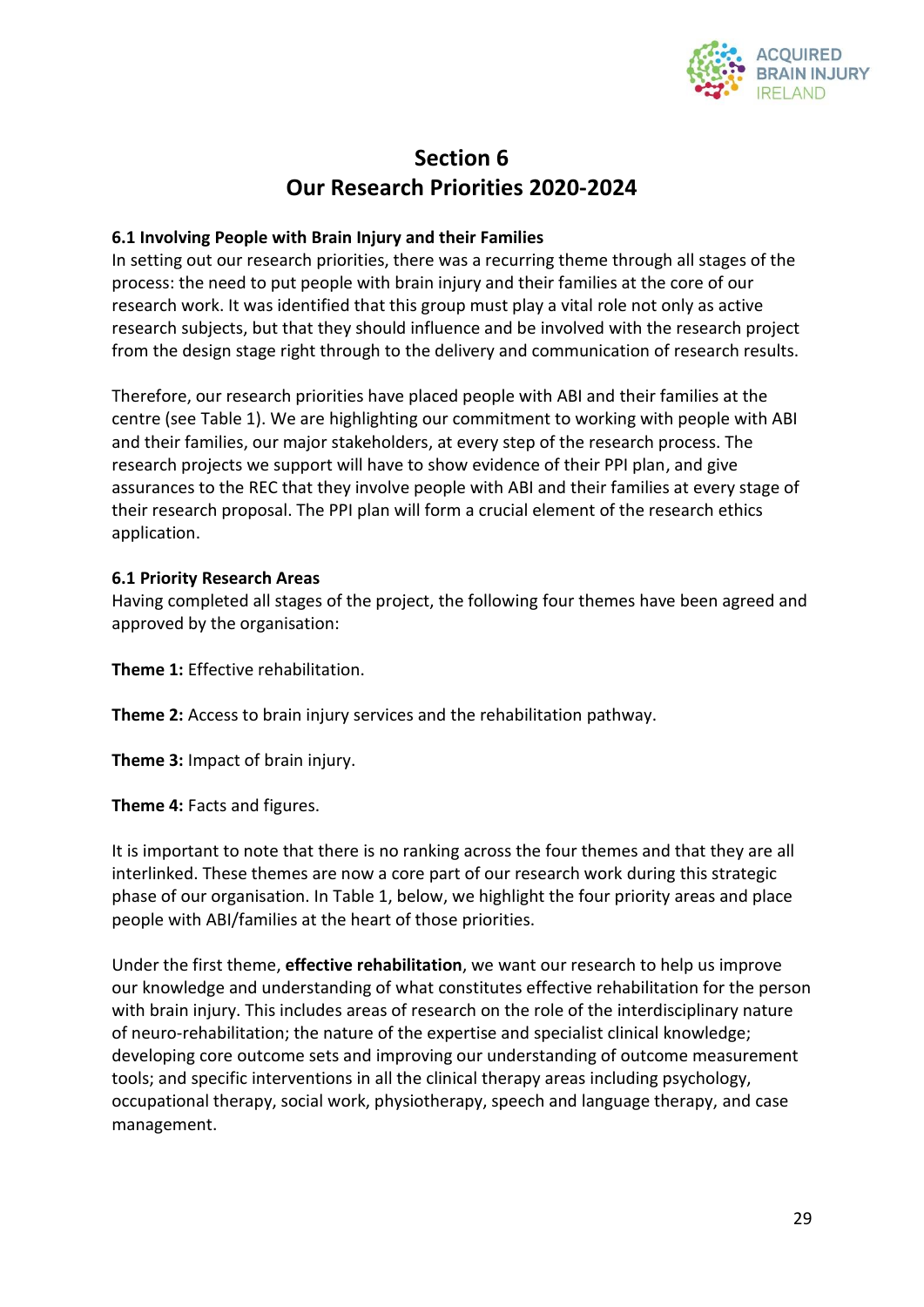# Section 6
# Our Research Priorities 2020-2024

### 6.1 Involving People with Brain Injury and their Families

In setting out our research priorities, there was a recurring theme through all stages of the process: the need to put people with brain injury and their families at the core of our research work. It was identified that this group must play a vital role not only as active research subjects, but that they should influence and be involved with the research project from the design stage right through to the delivery and communication of research results.

Therefore, our research priorities have placed people with ABI and their families at the centre (see Table 1). We are highlighting our commitment to working with people with ABI and their families, our major stakeholders, at every step of the research process. The research projects we support will have to show evidence of their PPI plan, and give assurances to the REC that they involve people with ABI and their families at every stage of their research proposal. The PPI plan will form a crucial element of the research ethics application.

### 6.1 Priority Research Areas

Having completed all stages of the project, the following four themes have been agreed and approved by the organisation:

**Theme 1:** Effective rehabilitation.

**Theme 2:** Access to brain injury services and the rehabilitation pathway.

**Theme 3:** Impact of brain injury.

**Theme 4:** Facts and figures.

It is important to note that there is no ranking across the four themes and that they are all interlinked. These themes are now a core part of our research work during this strategic phase of our organisation. In Table 1, below, we highlight the four priority areas and place people with ABI/families at the heart of those priorities.

Under the first theme, **effective rehabilitation**, we want our research to help us improve our knowledge and understanding of what constitutes effective rehabilitation for the person with brain injury. This includes areas of research on the role of the interdisciplinary nature of neuro-rehabilitation; the nature of the expertise and specialist clinical knowledge; developing core outcome sets and improving our understanding of outcome measurement tools; and specific interventions in all the clinical therapy areas including psychology, occupational therapy, social work, physiotherapy, speech and language therapy, and case management.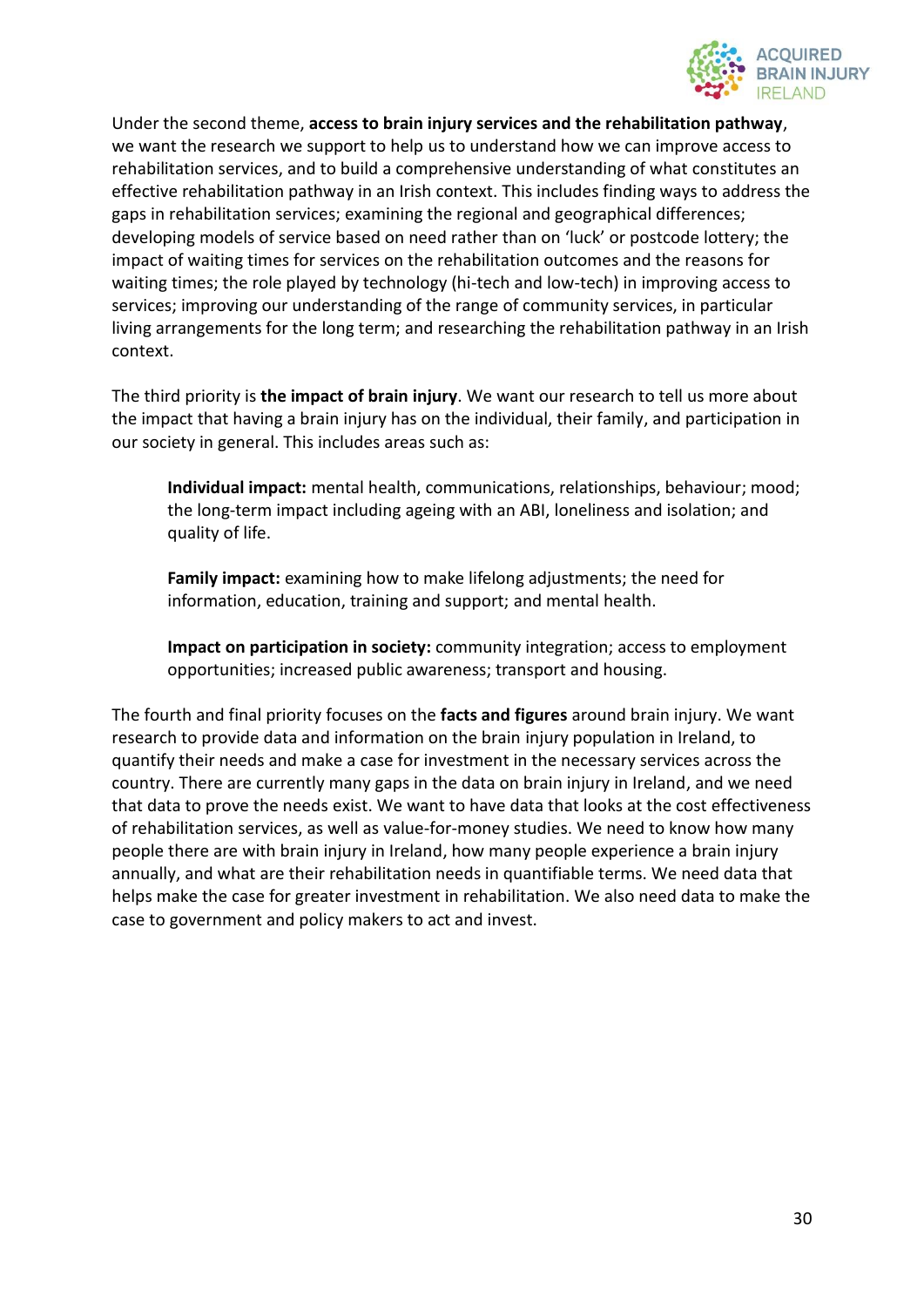Under the second theme, **access to brain injury services and the rehabilitation pathway**, we want the research we support to help us to understand how we can improve access to rehabilitation services, and to build a comprehensive understanding of what constitutes an effective rehabilitation pathway in an Irish context. This includes finding ways to address the gaps in rehabilitation services; examining the regional and geographical differences; developing models of service based on need rather than on 'luck' or postcode lottery; the impact of waiting times for services on the rehabilitation outcomes and the reasons for waiting times; the role played by technology (hi-tech and low-tech) in improving access to services; improving our understanding of the range of community services, in particular living arrangements for the long term; and researching the rehabilitation pathway in an Irish context.

The third priority is **the impact of brain injury**. We want our research to tell us more about the impact that having a brain injury has on the individual, their family, and participation in our society in general. This includes areas such as:

> **Individual impact:** mental health, communications, relationships, behaviour; mood; the long-term impact including ageing with an ABI, loneliness and isolation; and quality of life.
>
> **Family impact:** examining how to make lifelong adjustments; the need for information, education, training and support; and mental health.
>
> **Impact on participation in society:** community integration; access to employment opportunities; increased public awareness; transport and housing.

The fourth and final priority focuses on the **facts and figures** around brain injury. We want research to provide data and information on the brain injury population in Ireland, to quantify their needs and make a case for investment in the necessary services across the country. There are currently many gaps in the data on brain injury in Ireland, and we need that data to prove the needs exist. We want to have data that looks at the cost effectiveness of rehabilitation services, as well as value-for-money studies. We need to know how many people there are with brain injury in Ireland, how many people experience a brain injury annually, and what are their rehabilitation needs in quantifiable terms. We need data that helps make the case for greater investment in rehabilitation. We also need data to make the case to government and policy makers to act and invest.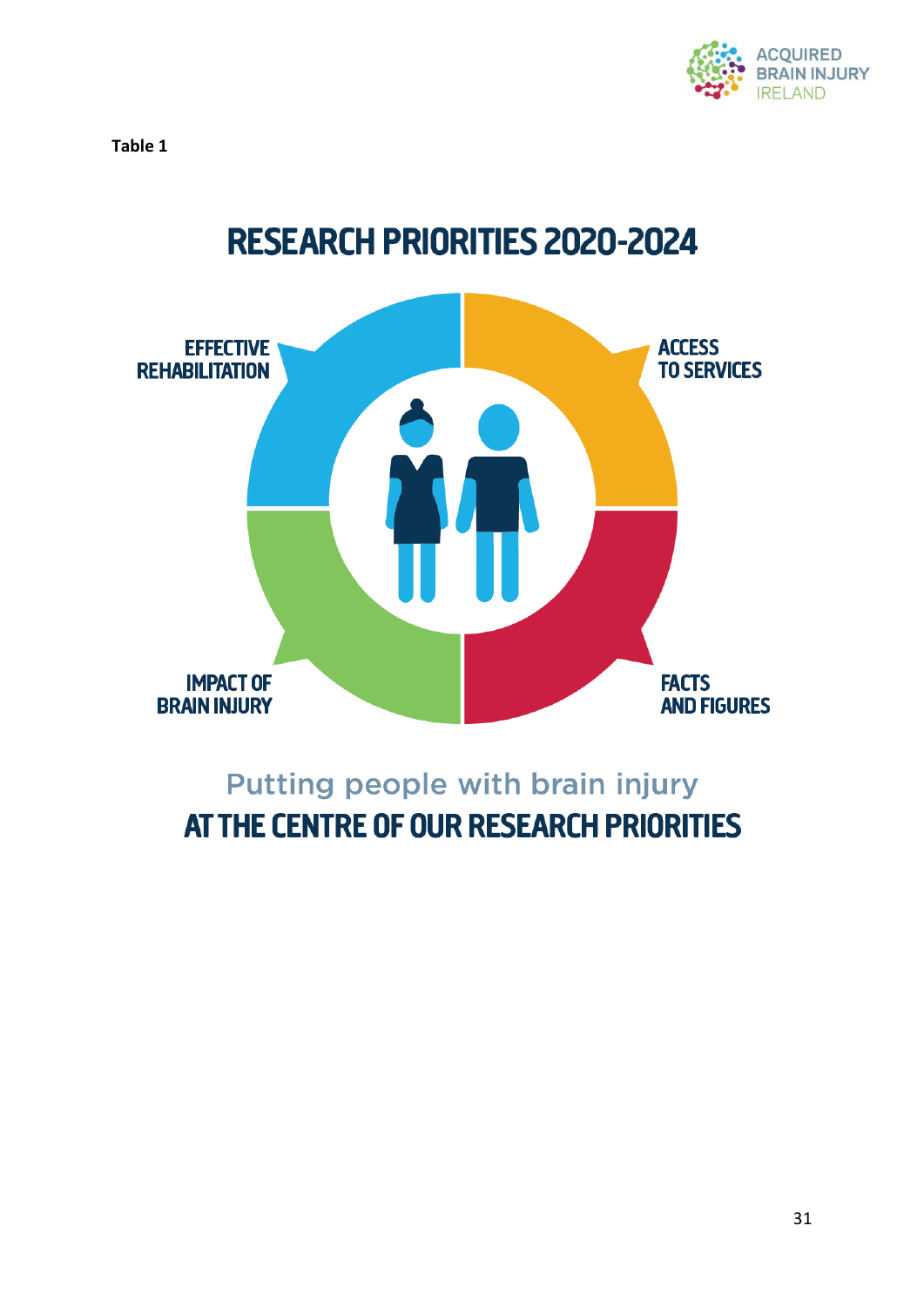**Table 1**

# RESEARCH PRIORITIES 2020-2024

EFFECTIVE REHABILITATION

ACCESS TO SERVICES

IMPACT OF BRAIN INJURY

FACTS AND FIGURES

Putting people with brain injury

**AT THE CENTRE OF OUR RESEARCH PRIORITIES**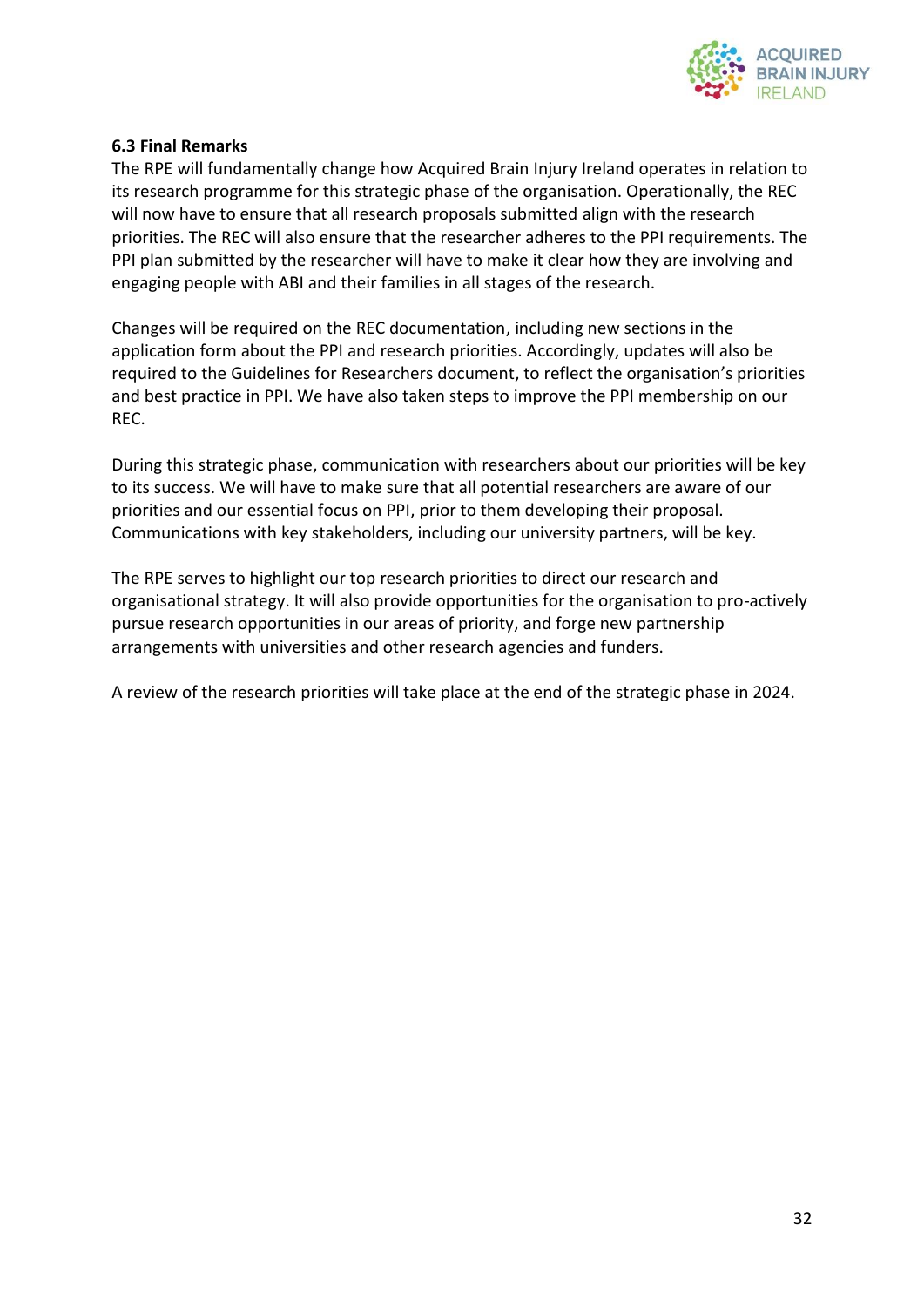### 6.3 Final Remarks

The RPE will fundamentally change how Acquired Brain Injury Ireland operates in relation to its research programme for this strategic phase of the organisation. Operationally, the REC will now have to ensure that all research proposals submitted align with the research priorities. The REC will also ensure that the researcher adheres to the PPI requirements. The PPI plan submitted by the researcher will have to make it clear how they are involving and engaging people with ABI and their families in all stages of the research.

Changes will be required on the REC documentation, including new sections in the application form about the PPI and research priorities. Accordingly, updates will also be required to the Guidelines for Researchers document, to reflect the organisation's priorities and best practice in PPI. We have also taken steps to improve the PPI membership on our REC.

During this strategic phase, communication with researchers about our priorities will be key to its success. We will have to make sure that all potential researchers are aware of our priorities and our essential focus on PPI, prior to them developing their proposal. Communications with key stakeholders, including our university partners, will be key.

The RPE serves to highlight our top research priorities to direct our research and organisational strategy. It will also provide opportunities for the organisation to pro-actively pursue research opportunities in our areas of priority, and forge new partnership arrangements with universities and other research agencies and funders.

A review of the research priorities will take place at the end of the strategic phase in 2024.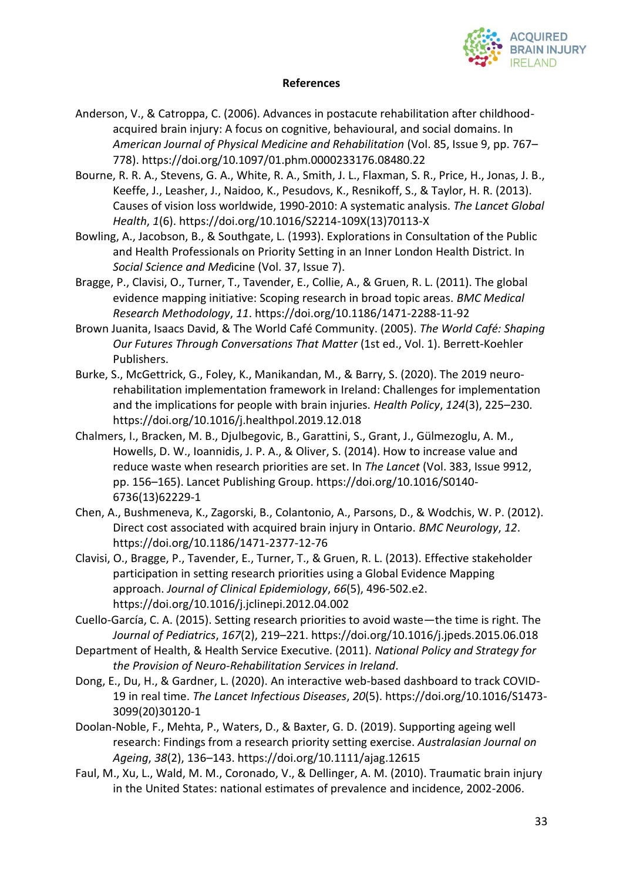**References**

Anderson, V., & Catroppa, C. (2006). Advances in postacute rehabilitation after childhood-acquired brain injury: A focus on cognitive, behavioural, and social domains. In *American Journal of Physical Medicine and Rehabilitation* (Vol. 85, Issue 9, pp. 767–778). https://doi.org/10.1097/01.phm.0000233176.08480.22

Bourne, R. R. A., Stevens, G. A., White, R. A., Smith, J. L., Flaxman, S. R., Price, H., Jonas, J. B., Keeffe, J., Leasher, J., Naidoo, K., Pesudovs, K., Resnikoff, S., & Taylor, H. R. (2013). Causes of vision loss worldwide, 1990-2010: A systematic analysis. *The Lancet Global Health*, *1*(6). https://doi.org/10.1016/S2214-109X(13)70113-X

Bowling, A., Jacobson, B., & Southgate, L. (1993). Explorations in Consultation of the Public and Health Professionals on Priority Setting in an Inner London Health District. In *Social Science and Med*icine (Vol. 37, Issue 7).

Bragge, P., Clavisi, O., Turner, T., Tavender, E., Collie, A., & Gruen, R. L. (2011). The global evidence mapping initiative: Scoping research in broad topic areas. *BMC Medical Research Methodology*, *11*. https://doi.org/10.1186/1471-2288-11-92

Brown Juanita, Isaacs David, & The World Café Community. (2005). *The World Café: Shaping Our Futures Through Conversations That Matter* (1st ed., Vol. 1). Berrett-Koehler Publishers.

Burke, S., McGettrick, G., Foley, K., Manikandan, M., & Barry, S. (2020). The 2019 neuro-rehabilitation implementation framework in Ireland: Challenges for implementation and the implications for people with brain injuries. *Health Policy*, *124*(3), 225–230. https://doi.org/10.1016/j.healthpol.2019.12.018

Chalmers, I., Bracken, M. B., Djulbegovic, B., Garattini, S., Grant, J., Gülmezoglu, A. M., Howells, D. W., Ioannidis, J. P. A., & Oliver, S. (2014). How to increase value and reduce waste when research priorities are set. In *The Lancet* (Vol. 383, Issue 9912, pp. 156–165). Lancet Publishing Group. https://doi.org/10.1016/S0140-6736(13)62229-1

Chen, A., Bushmeneva, K., Zagorski, B., Colantonio, A., Parsons, D., & Wodchis, W. P. (2012). Direct cost associated with acquired brain injury in Ontario. *BMC Neurology*, *12*. https://doi.org/10.1186/1471-2377-12-76

Clavisi, O., Bragge, P., Tavender, E., Turner, T., & Gruen, R. L. (2013). Effective stakeholder participation in setting research priorities using a Global Evidence Mapping approach. *Journal of Clinical Epidemiology*, *66*(5), 496-502.e2. https://doi.org/10.1016/j.jclinepi.2012.04.002

Cuello-García, C. A. (2015). Setting research priorities to avoid waste—the time is right. The *Journal of Pediatrics*, *167*(2), 219–221. https://doi.org/10.1016/j.jpeds.2015.06.018

Department of Health, & Health Service Executive. (2011). *National Policy and Strategy for the Provision of Neuro-Rehabilitation Services in Ireland*.

Dong, E., Du, H., & Gardner, L. (2020). An interactive web-based dashboard to track COVID-19 in real time. *The Lancet Infectious Diseases*, *20*(5). https://doi.org/10.1016/S1473-3099(20)30120-1

Doolan-Noble, F., Mehta, P., Waters, D., & Baxter, G. D. (2019). Supporting ageing well research: Findings from a research priority setting exercise. *Australasian Journal on Ageing*, *38*(2), 136–143. https://doi.org/10.1111/ajag.12615

Faul, M., Xu, L., Wald, M. M., Coronado, V., & Dellinger, A. M. (2010). Traumatic brain injury in the United States: national estimates of prevalence and incidence, 2002-2006.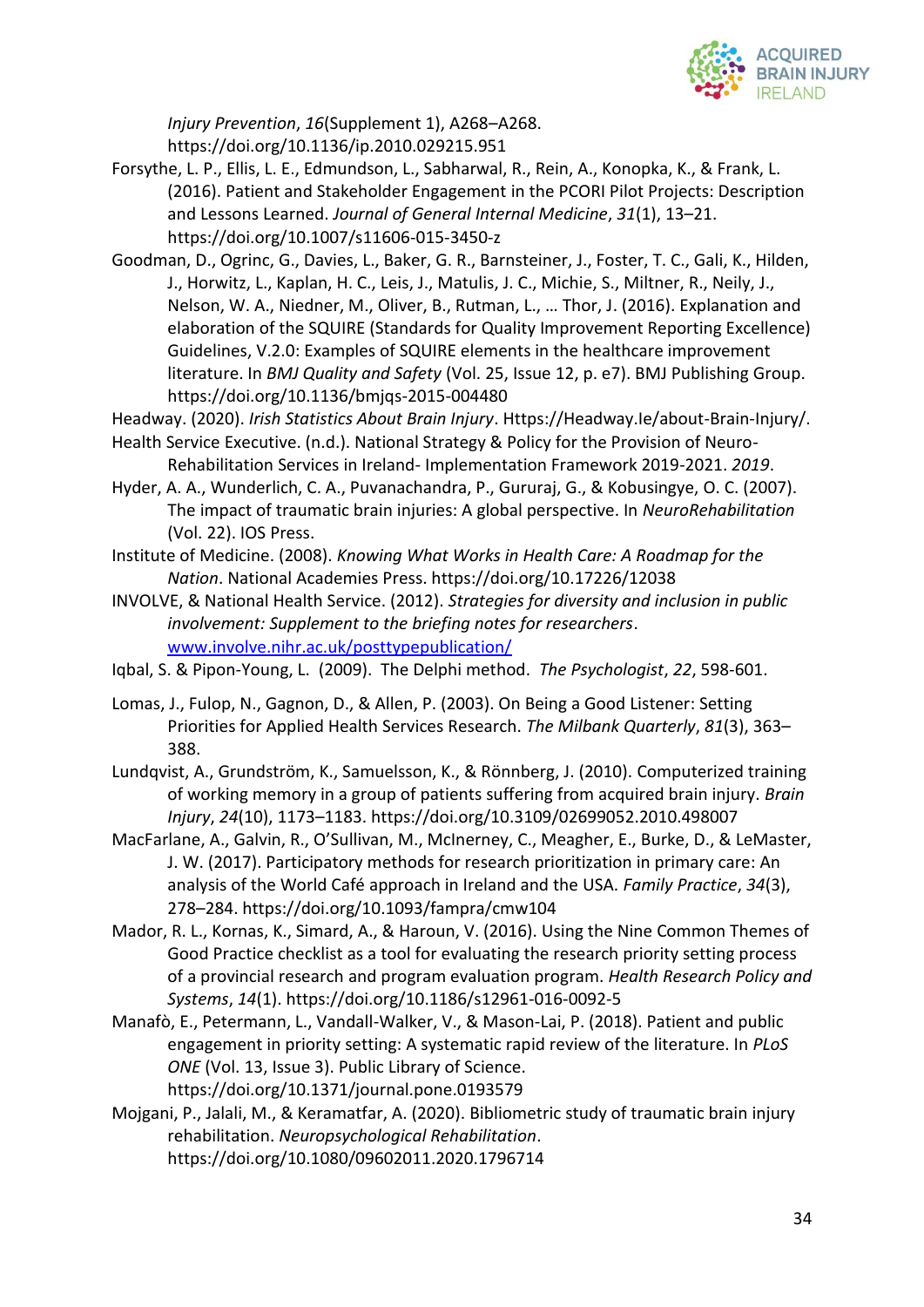*Injury Prevention*, *16*(Supplement 1), A268–A268. https://doi.org/10.1136/ip.2010.029215.951

Forsythe, L. P., Ellis, L. E., Edmundson, L., Sabharwal, R., Rein, A., Konopka, K., & Frank, L. (2016). Patient and Stakeholder Engagement in the PCORI Pilot Projects: Description and Lessons Learned. *Journal of General Internal Medicine*, *31*(1), 13–21. https://doi.org/10.1007/s11606-015-3450-z

Goodman, D., Ogrinc, G., Davies, L., Baker, G. R., Barnsteiner, J., Foster, T. C., Gali, K., Hilden, J., Horwitz, L., Kaplan, H. C., Leis, J., Matulis, J. C., Michie, S., Miltner, R., Neily, J., Nelson, W. A., Niedner, M., Oliver, B., Rutman, L., … Thor, J. (2016). Explanation and elaboration of the SQUIRE (Standards for Quality Improvement Reporting Excellence) Guidelines, V.2.0: Examples of SQUIRE elements in the healthcare improvement literature. In *BMJ Quality and Safety* (Vol. 25, Issue 12, p. e7). BMJ Publishing Group. https://doi.org/10.1136/bmjqs-2015-004480

Headway. (2020). *Irish Statistics About Brain Injury*. Https://Headway.Ie/about-Brain-Injury/.

Health Service Executive. (n.d.). National Strategy & Policy for the Provision of Neuro-Rehabilitation Services in Ireland- Implementation Framework 2019-2021. *2019*.

Hyder, A. A., Wunderlich, C. A., Puvanachandra, P., Gururaj, G., & Kobusingye, O. C. (2007). The impact of traumatic brain injuries: A global perspective. In *NeuroRehabilitation* (Vol. 22). IOS Press.

Institute of Medicine. (2008). *Knowing What Works in Health Care: A Roadmap for the Nation*. National Academies Press. https://doi.org/10.17226/12038

INVOLVE, & National Health Service. (2012). *Strategies for diversity and inclusion in public involvement: Supplement to the briefing notes for researchers*. www.involve.nihr.ac.uk/posttypepublication/

Iqbal, S. & Pipon-Young, L. (2009). The Delphi method. *The Psychologist*, *22*, 598-601.

Lomas, J., Fulop, N., Gagnon, D., & Allen, P. (2003). On Being a Good Listener: Setting Priorities for Applied Health Services Research. *The Milbank Quarterly*, *81*(3), 363–388.

Lundqvist, A., Grundström, K., Samuelsson, K., & Rönnberg, J. (2010). Computerized training of working memory in a group of patients suffering from acquired brain injury. *Brain Injury*, *24*(10), 1173–1183. https://doi.org/10.3109/02699052.2010.498007

MacFarlane, A., Galvin, R., O'Sullivan, M., McInerney, C., Meagher, E., Burke, D., & LeMaster, J. W. (2017). Participatory methods for research prioritization in primary care: An analysis of the World Café approach in Ireland and the USA. *Family Practice*, *34*(3), 278–284. https://doi.org/10.1093/fampra/cmw104

Mador, R. L., Kornas, K., Simard, A., & Haroun, V. (2016). Using the Nine Common Themes of Good Practice checklist as a tool for evaluating the research priority setting process of a provincial research and program evaluation program. *Health Research Policy and Systems*, *14*(1). https://doi.org/10.1186/s12961-016-0092-5

Manafò, E., Petermann, L., Vandall-Walker, V., & Mason-Lai, P. (2018). Patient and public engagement in priority setting: A systematic rapid review of the literature. In *PLoS ONE* (Vol. 13, Issue 3). Public Library of Science. https://doi.org/10.1371/journal.pone.0193579

Mojgani, P., Jalali, M., & Keramatfar, A. (2020). Bibliometric study of traumatic brain injury rehabilitation. *Neuropsychological Rehabilitation*. https://doi.org/10.1080/09602011.2020.1796714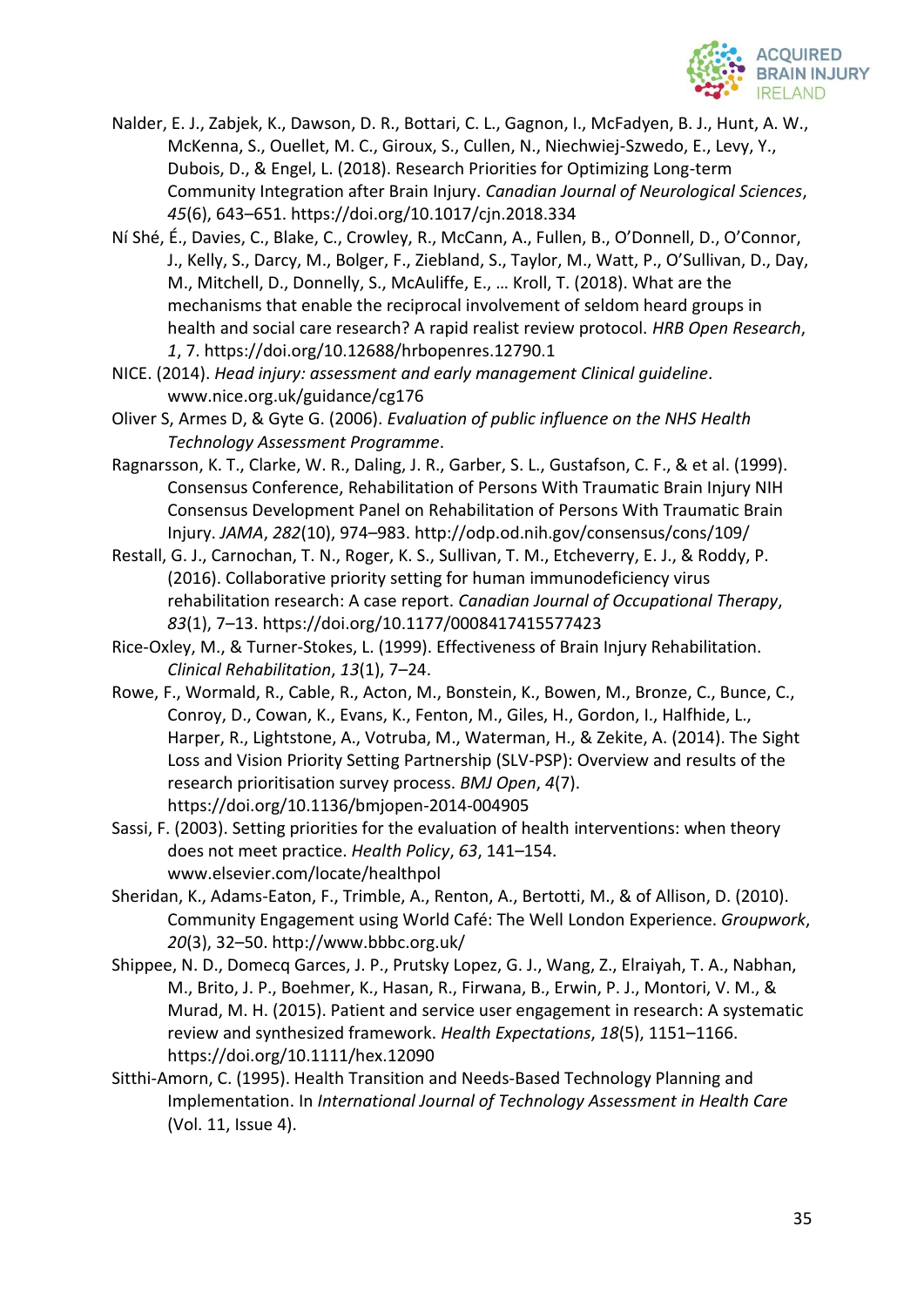Nalder, E. J., Zabjek, K., Dawson, D. R., Bottari, C. L., Gagnon, I., McFadyen, B. J., Hunt, A. W., McKenna, S., Ouellet, M. C., Giroux, S., Cullen, N., Niechwiej-Szwedo, E., Levy, Y., Dubois, D., & Engel, L. (2018). Research Priorities for Optimizing Long-term Community Integration after Brain Injury. *Canadian Journal of Neurological Sciences*, *45*(6), 643–651. https://doi.org/10.1017/cjn.2018.334

Ní Shé, É., Davies, C., Blake, C., Crowley, R., McCann, A., Fullen, B., O'Donnell, D., O'Connor, J., Kelly, S., Darcy, M., Bolger, F., Ziebland, S., Taylor, M., Watt, P., O'Sullivan, D., Day, M., Mitchell, D., Donnelly, S., McAuliffe, E., … Kroll, T. (2018). What are the mechanisms that enable the reciprocal involvement of seldom heard groups in health and social care research? A rapid realist review protocol. *HRB Open Research*, *1*, 7. https://doi.org/10.12688/hrbopenres.12790.1

NICE. (2014). *Head injury: assessment and early management Clinical guideline*. www.nice.org.uk/guidance/cg176

Oliver S, Armes D, & Gyte G. (2006). *Evaluation of public influence on the NHS Health Technology Assessment Programme*.

Ragnarsson, K. T., Clarke, W. R., Daling, J. R., Garber, S. L., Gustafson, C. F., & et al. (1999). Consensus Conference, Rehabilitation of Persons With Traumatic Brain Injury NIH Consensus Development Panel on Rehabilitation of Persons With Traumatic Brain Injury. *JAMA*, *282*(10), 974–983. http://odp.od.nih.gov/consensus/cons/109/

Restall, G. J., Carnochan, T. N., Roger, K. S., Sullivan, T. M., Etcheverry, E. J., & Roddy, P. (2016). Collaborative priority setting for human immunodeficiency virus rehabilitation research: A case report. *Canadian Journal of Occupational Therapy*, *83*(1), 7–13. https://doi.org/10.1177/0008417415577423

Rice-Oxley, M., & Turner-Stokes, L. (1999). Effectiveness of Brain Injury Rehabilitation. *Clinical Rehabilitation*, *13*(1), 7–24.

Rowe, F., Wormald, R., Cable, R., Acton, M., Bonstein, K., Bowen, M., Bronze, C., Bunce, C., Conroy, D., Cowan, K., Evans, K., Fenton, M., Giles, H., Gordon, I., Halfhide, L., Harper, R., Lightstone, A., Votruba, M., Waterman, H., & Zekite, A. (2014). The Sight Loss and Vision Priority Setting Partnership (SLV-PSP): Overview and results of the research prioritisation survey process. *BMJ Open*, *4*(7). https://doi.org/10.1136/bmjopen-2014-004905

Sassi, F. (2003). Setting priorities for the evaluation of health interventions: when theory does not meet practice. *Health Policy*, *63*, 141–154. www.elsevier.com/locate/healthpol

Sheridan, K., Adams-Eaton, F., Trimble, A., Renton, A., Bertotti, M., & of Allison, D. (2010). Community Engagement using World Café: The Well London Experience. *Groupwork*, *20*(3), 32–50. http://www.bbbc.org.uk/

Shippee, N. D., Domecq Garces, J. P., Prutsky Lopez, G. J., Wang, Z., Elraiyah, T. A., Nabhan, M., Brito, J. P., Boehmer, K., Hasan, R., Firwana, B., Erwin, P. J., Montori, V. M., & Murad, M. H. (2015). Patient and service user engagement in research: A systematic review and synthesized framework. *Health Expectations*, *18*(5), 1151–1166. https://doi.org/10.1111/hex.12090

Sitthi-Amorn, C. (1995). Health Transition and Needs-Based Technology Planning and Implementation. In *International Journal of Technology Assessment in Health Care* (Vol. 11, Issue 4).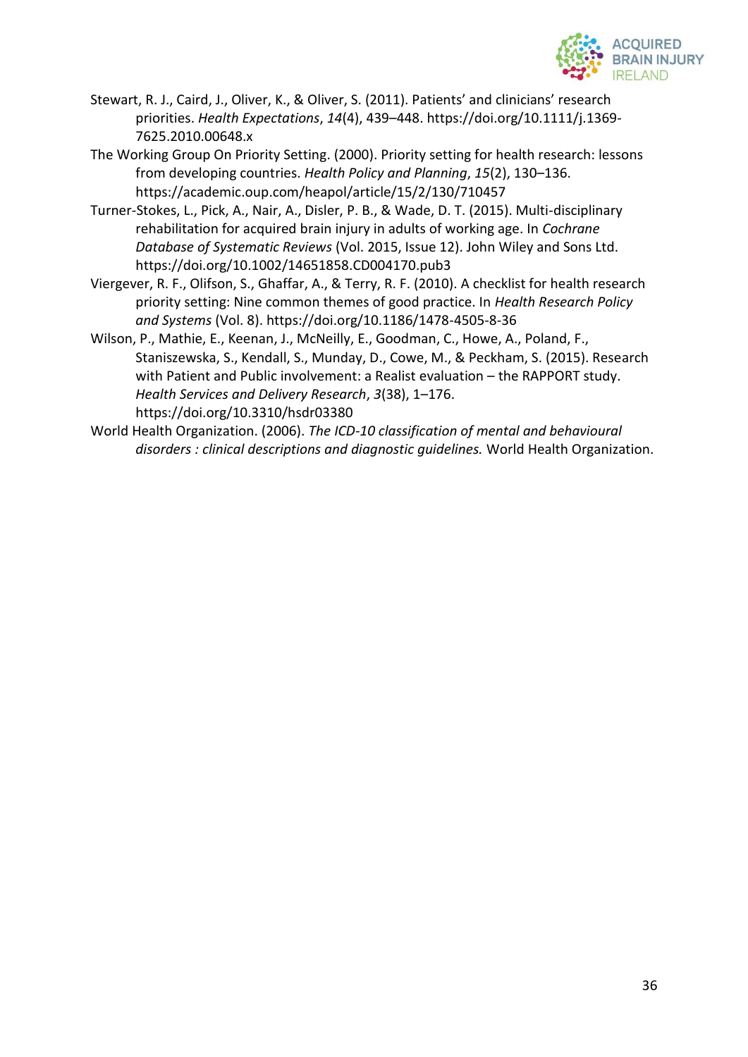Stewart, R. J., Caird, J., Oliver, K., & Oliver, S. (2011). Patients' and clinicians' research priorities. *Health Expectations*, *14*(4), 439–448. https://doi.org/10.1111/j.1369-7625.2010.00648.x

The Working Group On Priority Setting. (2000). Priority setting for health research: lessons from developing countries. *Health Policy and Planning*, *15*(2), 130–136. https://academic.oup.com/heapol/article/15/2/130/710457

Turner-Stokes, L., Pick, A., Nair, A., Disler, P. B., & Wade, D. T. (2015). Multi-disciplinary rehabilitation for acquired brain injury in adults of working age. In *Cochrane Database of Systematic Reviews* (Vol. 2015, Issue 12). John Wiley and Sons Ltd. https://doi.org/10.1002/14651858.CD004170.pub3

Viergever, R. F., Olifson, S., Ghaffar, A., & Terry, R. F. (2010). A checklist for health research priority setting: Nine common themes of good practice. In *Health Research Policy and Systems* (Vol. 8). https://doi.org/10.1186/1478-4505-8-36

Wilson, P., Mathie, E., Keenan, J., McNeilly, E., Goodman, C., Howe, A., Poland, F., Staniszewska, S., Kendall, S., Munday, D., Cowe, M., & Peckham, S. (2015). Research with Patient and Public involvement: a Realist evaluation – the RAPPORT study. *Health Services and Delivery Research*, *3*(38), 1–176. https://doi.org/10.3310/hsdr03380

World Health Organization. (2006). *The ICD-10 classification of mental and behavioural disorders : clinical descriptions and diagnostic guidelines.* World Health Organization.